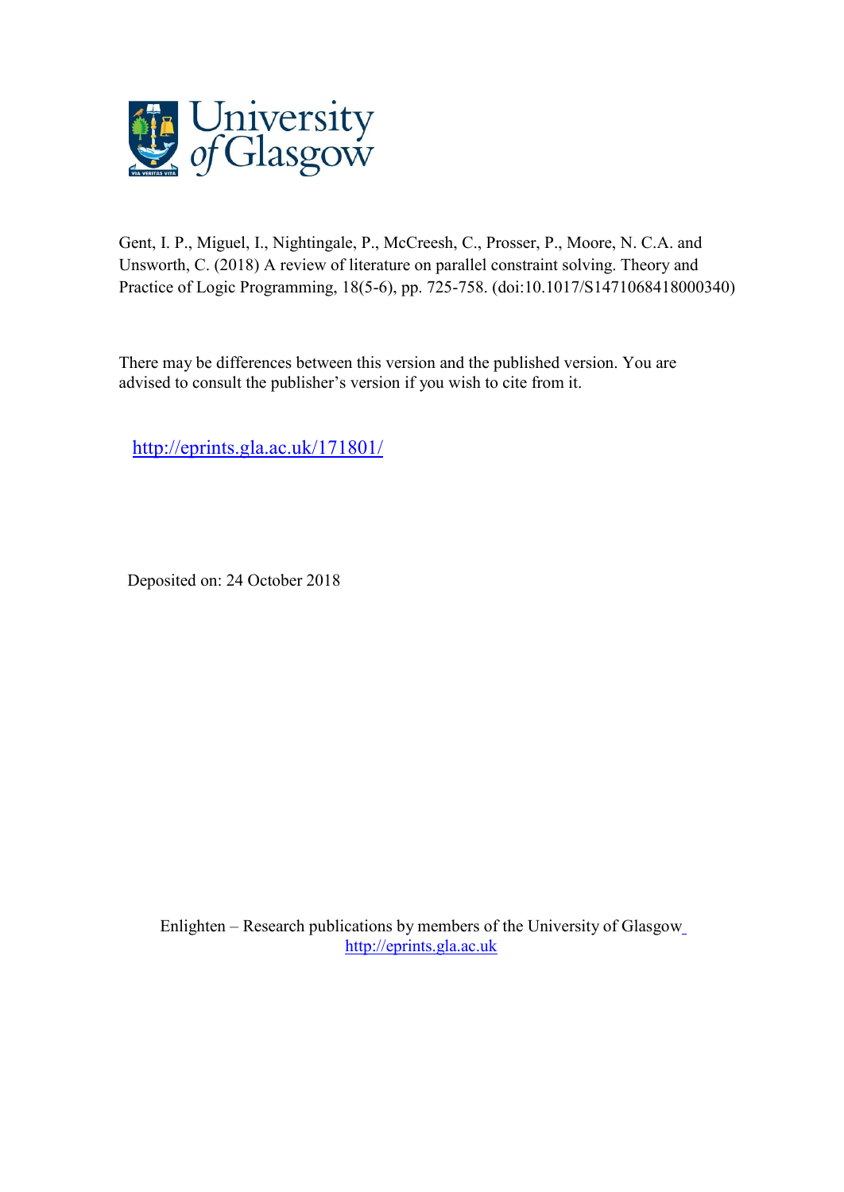Gent, I. P., Miguel, I., Nightingale, P., McCreesh, C., Prosser, P., Moore, N. C.A. and Unsworth, C. (2018) A review of literature on parallel constraint solving. Theory and Practice of Logic Programming, 18(5-6), pp. 725-758. (doi:10.1017/S1471068418000340)

There may be differences between this version and the published version. You are advised to consult the publisher's version if you wish to cite from it.

http://eprints.gla.ac.uk/171801/

Deposited on: 24 October 2018

Enlighten – Research publications by members of the University of Glasgow
http://eprints.gla.ac.uk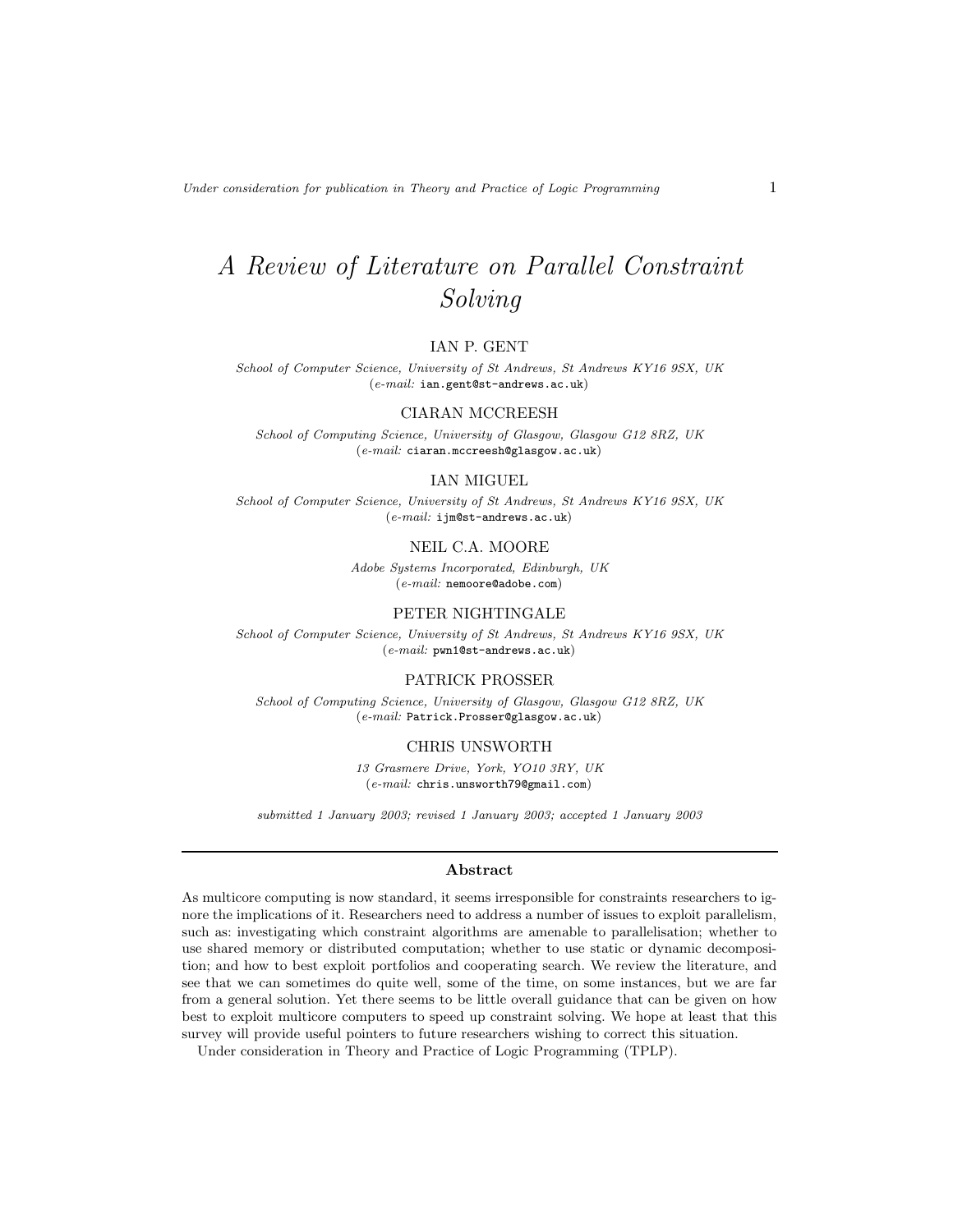# A Review of Literature on Parallel Constraint Solving

IAN P. GENT

*School of Computer Science, University of St Andrews, St Andrews KY16 9SX, UK*
(*e-mail:* `ian.gent@st-andrews.ac.uk`)

CIARAN MCCREESH

*School of Computing Science, University of Glasgow, Glasgow G12 8RZ, UK*
(*e-mail:* `ciaran.mccreesh@glasgow.ac.uk`)

IAN MIGUEL

*School of Computer Science, University of St Andrews, St Andrews KY16 9SX, UK*
(*e-mail:* `ijm@st-andrews.ac.uk`)

NEIL C.A. MOORE

*Adobe Systems Incorporated, Edinburgh, UK*
(*e-mail:* `nemoore@adobe.com`)

PETER NIGHTINGALE

*School of Computer Science, University of St Andrews, St Andrews KY16 9SX, UK*
(*e-mail:* `pwn1@st-andrews.ac.uk`)

PATRICK PROSSER

*School of Computing Science, University of Glasgow, Glasgow G12 8RZ, UK*
(*e-mail:* `Patrick.Prosser@glasgow.ac.uk`)

CHRIS UNSWORTH

*13 Grasmere Drive, York, YO10 3RY, UK*
(*e-mail:* `chris.unsworth79@gmail.com`)

*submitted 1 January 2003; revised 1 January 2003; accepted 1 January 2003*

## Abstract

As multicore computing is now standard, it seems irresponsible for constraints researchers to ignore the implications of it. Researchers need to address a number of issues to exploit parallelism, such as: investigating which constraint algorithms are amenable to parallelisation; whether to use shared memory or distributed computation; whether to use static or dynamic decomposition; and how to best exploit portfolios and cooperating search. We review the literature, and see that we can sometimes do quite well, some of the time, on some instances, but we are far from a general solution. Yet there seems to be little overall guidance that can be given on how best to exploit multicore computers to speed up constraint solving. We hope at least that this survey will provide useful pointers to future researchers wishing to correct this situation.

Under consideration in Theory and Practice of Logic Programming (TPLP).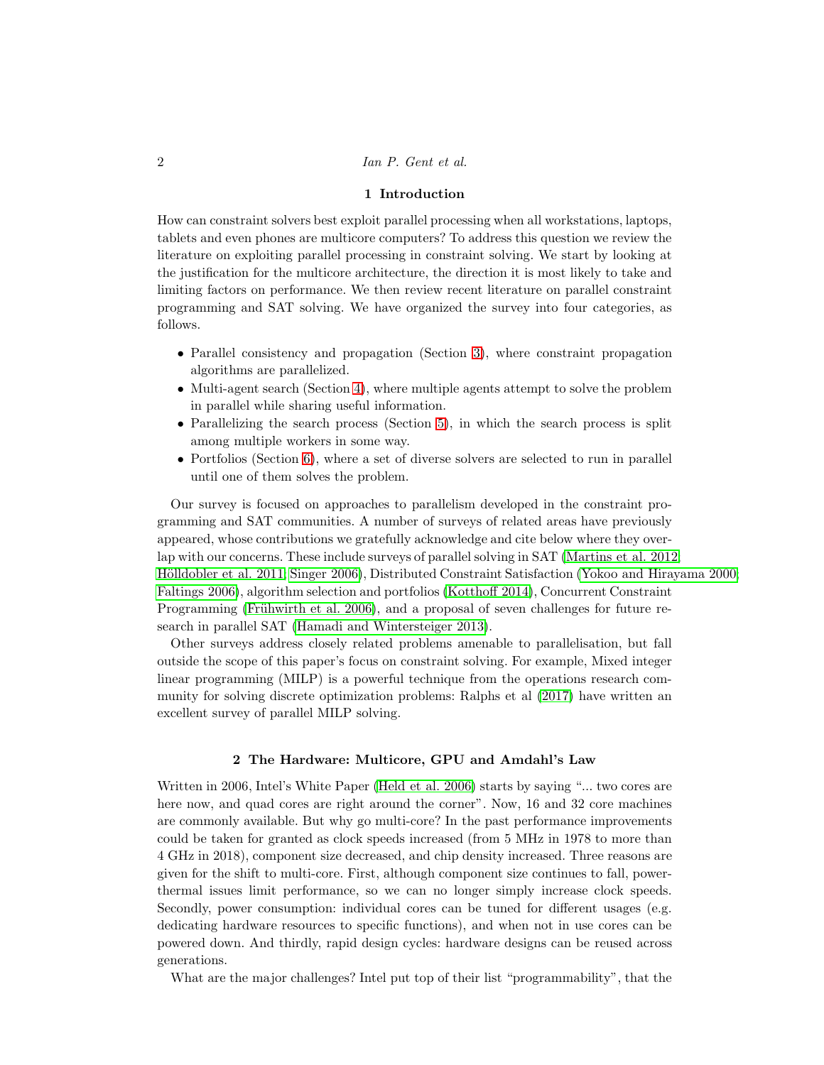## 1 Introduction

How can constraint solvers best exploit parallel processing when all workstations, laptops, tablets and even phones are multicore computers? To address this question we review the literature on exploiting parallel processing in constraint solving. We start by looking at the justification for the multicore architecture, the direction it is most likely to take and limiting factors on performance. We then review recent literature on parallel constraint programming and SAT solving. We have organized the survey into four categories, as follows.

- Parallel consistency and propagation (Section 3), where constraint propagation algorithms are parallelized.
- Multi-agent search (Section 4), where multiple agents attempt to solve the problem in parallel while sharing useful information.
- Parallelizing the search process (Section 5), in which the search process is split among multiple workers in some way.
- Portfolios (Section 6), where a set of diverse solvers are selected to run in parallel until one of them solves the problem.

Our survey is focused on approaches to parallelism developed in the constraint programming and SAT communities. A number of surveys of related areas have previously appeared, whose contributions we gratefully acknowledge and cite below where they overlap with our concerns. These include surveys of parallel solving in SAT (Martins et al. 2012; Hölldobler et al. 2011; Singer 2006), Distributed Constraint Satisfaction (Yokoo and Hirayama 2000; Faltings 2006), algorithm selection and portfolios (Kotthoff 2014), Concurrent Constraint Programming (Frühwirth et al. 2006), and a proposal of seven challenges for future research in parallel SAT (Hamadi and Wintersteiger 2013).

Other surveys address closely related problems amenable to parallelisation, but fall outside the scope of this paper's focus on constraint solving. For example, Mixed integer linear programming (MILP) is a powerful technique from the operations research community for solving discrete optimization problems: Ralphs et al (2017) have written an excellent survey of parallel MILP solving.

## 2 The Hardware: Multicore, GPU and Amdahl's Law

Written in 2006, Intel's White Paper (Held et al. 2006) starts by saying "... two cores are here now, and quad cores are right around the corner". Now, 16 and 32 core machines are commonly available. But why go multi-core? In the past performance improvements could be taken for granted as clock speeds increased (from 5 MHz in 1978 to more than 4 GHz in 2018), component size decreased, and chip density increased. Three reasons are given for the shift to multi-core. First, although component size continues to fall, power-thermal issues limit performance, so we can no longer simply increase clock speeds. Secondly, power consumption: individual cores can be tuned for different usages (e.g. dedicating hardware resources to specific functions), and when not in use cores can be powered down. And thirdly, rapid design cycles: hardware designs can be reused across generations.

What are the major challenges? Intel put top of their list "programmability", that the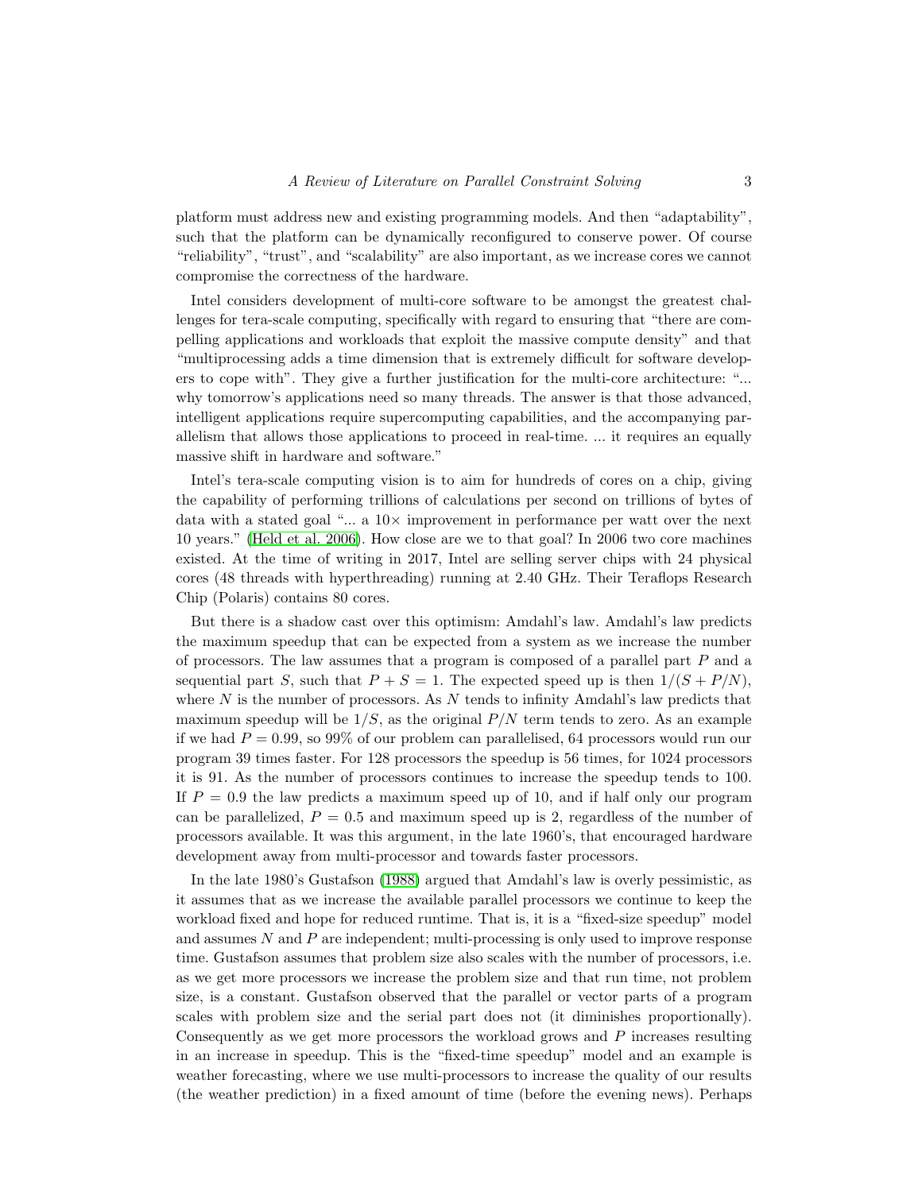platform must address new and existing programming models. And then "adaptability", such that the platform can be dynamically reconfigured to conserve power. Of course "reliability", "trust", and "scalability" are also important, as we increase cores we cannot compromise the correctness of the hardware.

Intel considers development of multi-core software to be amongst the greatest challenges for tera-scale computing, specifically with regard to ensuring that "there are compelling applications and workloads that exploit the massive compute density" and that "multiprocessing adds a time dimension that is extremely difficult for software developers to cope with". They give a further justification for the multi-core architecture: "... why tomorrow's applications need so many threads. The answer is that those advanced, intelligent applications require supercomputing capabilities, and the accompanying parallelism that allows those applications to proceed in real-time. ... it requires an equally massive shift in hardware and software."

Intel's tera-scale computing vision is to aim for hundreds of cores on a chip, giving the capability of performing trillions of calculations per second on trillions of bytes of data with a stated goal "... a $10\times$ improvement in performance per watt over the next 10 years." (Held et al. 2006). How close are we to that goal? In 2006 two core machines existed. At the time of writing in 2017, Intel are selling server chips with 24 physical cores (48 threads with hyperthreading) running at 2.40 GHz. Their Teraflops Research Chip (Polaris) contains 80 cores.

But there is a shadow cast over this optimism: Amdahl's law. Amdahl's law predicts the maximum speedup that can be expected from a system as we increase the number of processors. The law assumes that a program is composed of a parallel part $P$ and a sequential part $S$, such that $P + S = 1$. The expected speed up is then $1/(S + P/N)$, where $N$ is the number of processors. As $N$ tends to infinity Amdahl's law predicts that maximum speedup will be $1/S$, as the original $P/N$ term tends to zero. As an example if we had $P = 0.99$, so 99% of our problem can parallelised, 64 processors would run our program 39 times faster. For 128 processors the speedup is 56 times, for 1024 processors it is 91. As the number of processors continues to increase the speedup tends to 100. If $P = 0.9$ the law predicts a maximum speed up of 10, and if half only our program can be parallelized, $P = 0.5$ and maximum speed up is 2, regardless of the number of processors available. It was this argument, in the late 1960's, that encouraged hardware development away from multi-processor and towards faster processors.

In the late 1980's Gustafson (1988) argued that Amdahl's law is overly pessimistic, as it assumes that as we increase the available parallel processors we continue to keep the workload fixed and hope for reduced runtime. That is, it is a "fixed-size speedup" model and assumes $N$ and $P$ are independent; multi-processing is only used to improve response time. Gustafson assumes that problem size also scales with the number of processors, i.e. as we get more processors we increase the problem size and that run time, not problem size, is a constant. Gustafson observed that the parallel or vector parts of a program scales with problem size and the serial part does not (it diminishes proportionally). Consequently as we get more processors the workload grows and $P$ increases resulting in an increase in speedup. This is the "fixed-time speedup" model and an example is weather forecasting, where we use multi-processors to increase the quality of our results (the weather prediction) in a fixed amount of time (before the evening news). Perhaps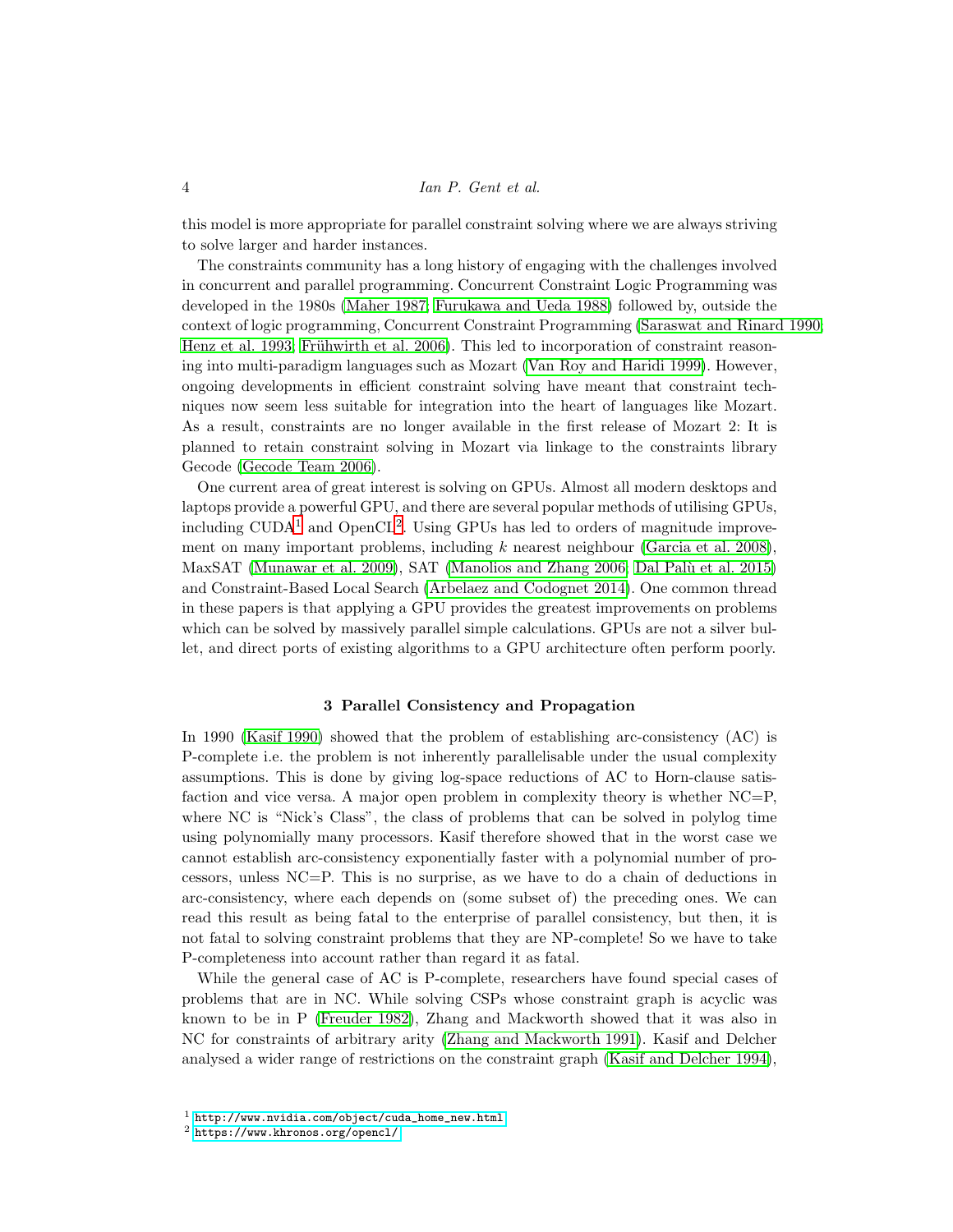this model is more appropriate for parallel constraint solving where we are always striving to solve larger and harder instances.

The constraints community has a long history of engaging with the challenges involved in concurrent and parallel programming. Concurrent Constraint Logic Programming was developed in the 1980s (Maher 1987; Furukawa and Ueda 1988) followed by, outside the context of logic programming, Concurrent Constraint Programming (Saraswat and Rinard 1990; Henz et al. 1993; Frühwirth et al. 2006). This led to incorporation of constraint reasoning into multi-paradigm languages such as Mozart (Van Roy and Haridi 1999). However, ongoing developments in efficient constraint solving have meant that constraint techniques now seem less suitable for integration into the heart of languages like Mozart. As a result, constraints are no longer available in the first release of Mozart 2: It is planned to retain constraint solving in Mozart via linkage to the constraints library Gecode (Gecode Team 2006).

One current area of great interest is solving on GPUs. Almost all modern desktops and laptops provide a powerful GPU, and there are several popular methods of utilising GPUs, including CUDA[1] and OpenCL[2]. Using GPUs has led to orders of magnitude improvement on many important problems, including $k$ nearest neighbour (Garcia et al. 2008), MaxSAT (Munawar et al. 2009), SAT (Manolios and Zhang 2006; Dal Palù et al. 2015) and Constraint-Based Local Search (Arbelaez and Codognet 2014). One common thread in these papers is that applying a GPU provides the greatest improvements on problems which can be solved by massively parallel simple calculations. GPUs are not a silver bullet, and direct ports of existing algorithms to a GPU architecture often perform poorly.

## 3 Parallel Consistency and Propagation

In 1990 (Kasif 1990) showed that the problem of establishing arc-consistency (AC) is P-complete i.e. the problem is not inherently parallelisable under the usual complexity assumptions. This is done by giving log-space reductions of AC to Horn-clause satisfaction and vice versa. A major open problem in complexity theory is whether NC=P, where NC is "Nick's Class", the class of problems that can be solved in polylog time using polynomially many processors. Kasif therefore showed that in the worst case we cannot establish arc-consistency exponentially faster with a polynomial number of processors, unless NC=P. This is no surprise, as we have to do a chain of deductions in arc-consistency, where each depends on (some subset of) the preceding ones. We can read this result as being fatal to the enterprise of parallel consistency, but then, it is not fatal to solving constraint problems that they are NP-complete! So we have to take P-completeness into account rather than regard it as fatal.

While the general case of AC is P-complete, researchers have found special cases of problems that are in NC. While solving CSPs whose constraint graph is acyclic was known to be in P (Freuder 1982), Zhang and Mackworth showed that it was also in NC for constraints of arbitrary arity (Zhang and Mackworth 1991). Kasif and Delcher analysed a wider range of restrictions on the constraint graph (Kasif and Delcher 1994),

[1] http://www.nvidia.com/object/cuda_home_new.html

[2] https://www.khronos.org/opencl/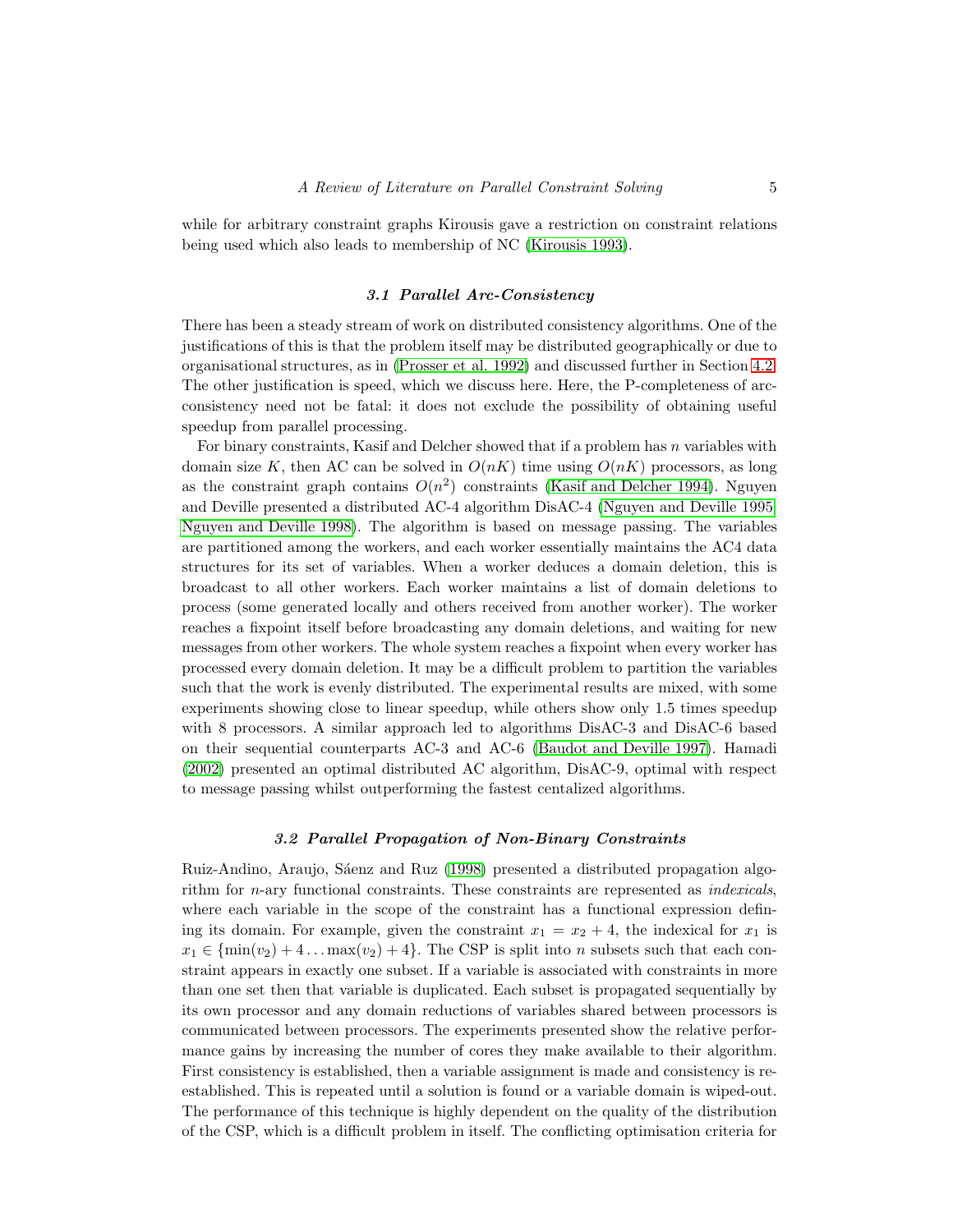while for arbitrary constraint graphs Kirousis gave a restriction on constraint relations being used which also leads to membership of NC (Kirousis 1993).

### 3.1 Parallel Arc-Consistency

There has been a steady stream of work on distributed consistency algorithms. One of the justifications of this is that the problem itself may be distributed geographically or due to organisational structures, as in (Prosser et al. 1992) and discussed further in Section 4.2. The other justification is speed, which we discuss here. Here, the P-completeness of arc-consistency need not be fatal: it does not exclude the possibility of obtaining useful speedup from parallel processing.

For binary constraints, Kasif and Delcher showed that if a problem has $n$ variables with domain size $K$, then AC can be solved in $O(nK)$ time using $O(nK)$ processors, as long as the constraint graph contains $O(n^2)$ constraints (Kasif and Delcher 1994). Nguyen and Deville presented a distributed AC-4 algorithm DisAC-4 (Nguyen and Deville 1995; Nguyen and Deville 1998). The algorithm is based on message passing. The variables are partitioned among the workers, and each worker essentially maintains the AC4 data structures for its set of variables. When a worker deduces a domain deletion, this is broadcast to all other workers. Each worker maintains a list of domain deletions to process (some generated locally and others received from another worker). The worker reaches a fixpoint itself before broadcasting any domain deletions, and waiting for new messages from other workers. The whole system reaches a fixpoint when every worker has processed every domain deletion. It may be a difficult problem to partition the variables such that the work is evenly distributed. The experimental results are mixed, with some experiments showing close to linear speedup, while others show only 1.5 times speedup with 8 processors. A similar approach led to algorithms DisAC-3 and DisAC-6 based on their sequential counterparts AC-3 and AC-6 (Baudot and Deville 1997). Hamadi (2002) presented an optimal distributed AC algorithm, DisAC-9, optimal with respect to message passing whilst outperforming the fastest centalized algorithms.

### 3.2 Parallel Propagation of Non-Binary Constraints

Ruiz-Andino, Araujo, Sáenz and Ruz (1998) presented a distributed propagation algorithm for $n$-ary functional constraints. These constraints are represented as *indexicals*, where each variable in the scope of the constraint has a functional expression defining its domain. For example, given the constraint $x_1 = x_2 + 4$, the indexical for $x_1$ is $x_1 \in \{\min(v_2) + 4 \ldots \max(v_2) + 4\}$. The CSP is split into $n$ subsets such that each constraint appears in exactly one subset. If a variable is associated with constraints in more than one set then that variable is duplicated. Each subset is propagated sequentially by its own processor and any domain reductions of variables shared between processors is communicated between processors. The experiments presented show the relative performance gains by increasing the number of cores they make available to their algorithm. First consistency is established, then a variable assignment is made and consistency is re-established. This is repeated until a solution is found or a variable domain is wiped-out. The performance of this technique is highly dependent on the quality of the distribution of the CSP, which is a difficult problem in itself. The conflicting optimisation criteria for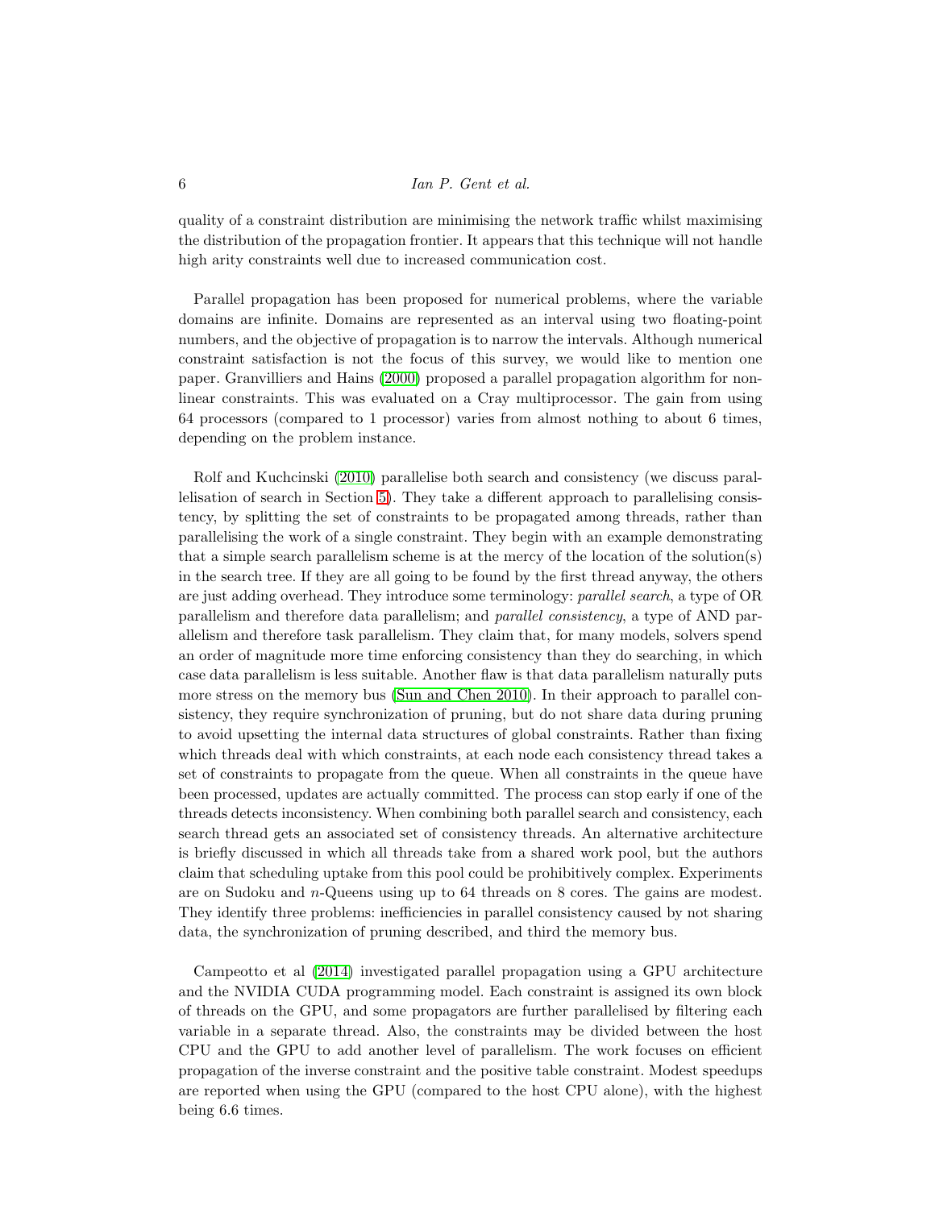quality of a constraint distribution are minimising the network traffic whilst maximising the distribution of the propagation frontier. It appears that this technique will not handle high arity constraints well due to increased communication cost.

Parallel propagation has been proposed for numerical problems, where the variable domains are infinite. Domains are represented as an interval using two floating-point numbers, and the objective of propagation is to narrow the intervals. Although numerical constraint satisfaction is not the focus of this survey, we would like to mention one paper. Granvilliers and Hains (2000) proposed a parallel propagation algorithm for non-linear constraints. This was evaluated on a Cray multiprocessor. The gain from using 64 processors (compared to 1 processor) varies from almost nothing to about 6 times, depending on the problem instance.

Rolf and Kuchcinski (2010) parallelise both search and consistency (we discuss parallelisation of search in Section 5). They take a different approach to parallelising consistency, by splitting the set of constraints to be propagated among threads, rather than parallelising the work of a single constraint. They begin with an example demonstrating that a simple search parallelism scheme is at the mercy of the location of the solution(s) in the search tree. If they are all going to be found by the first thread anyway, the others are just adding overhead. They introduce some terminology: *parallel search*, a type of OR parallelism and therefore data parallelism; and *parallel consistency*, a type of AND parallelism and therefore task parallelism. They claim that, for many models, solvers spend an order of magnitude more time enforcing consistency than they do searching, in which case data parallelism is less suitable. Another flaw is that data parallelism naturally puts more stress on the memory bus (Sun and Chen 2010). In their approach to parallel consistency, they require synchronization of pruning, but do not share data during pruning to avoid upsetting the internal data structures of global constraints. Rather than fixing which threads deal with which constraints, at each node each consistency thread takes a set of constraints to propagate from the queue. When all constraints in the queue have been processed, updates are actually committed. The process can stop early if one of the threads detects inconsistency. When combining both parallel search and consistency, each search thread gets an associated set of consistency threads. An alternative architecture is briefly discussed in which all threads take from a shared work pool, but the authors claim that scheduling uptake from this pool could be prohibitively complex. Experiments are on Sudoku and $n$-Queens using up to 64 threads on 8 cores. The gains are modest. They identify three problems: inefficiencies in parallel consistency caused by not sharing data, the synchronization of pruning described, and third the memory bus.

Campeotto et al (2014) investigated parallel propagation using a GPU architecture and the NVIDIA CUDA programming model. Each constraint is assigned its own block of threads on the GPU, and some propagators are further parallelised by filtering each variable in a separate thread. Also, the constraints may be divided between the host CPU and the GPU to add another level of parallelism. The work focuses on efficient propagation of the inverse constraint and the positive table constraint. Modest speedups are reported when using the GPU (compared to the host CPU alone), with the highest being 6.6 times.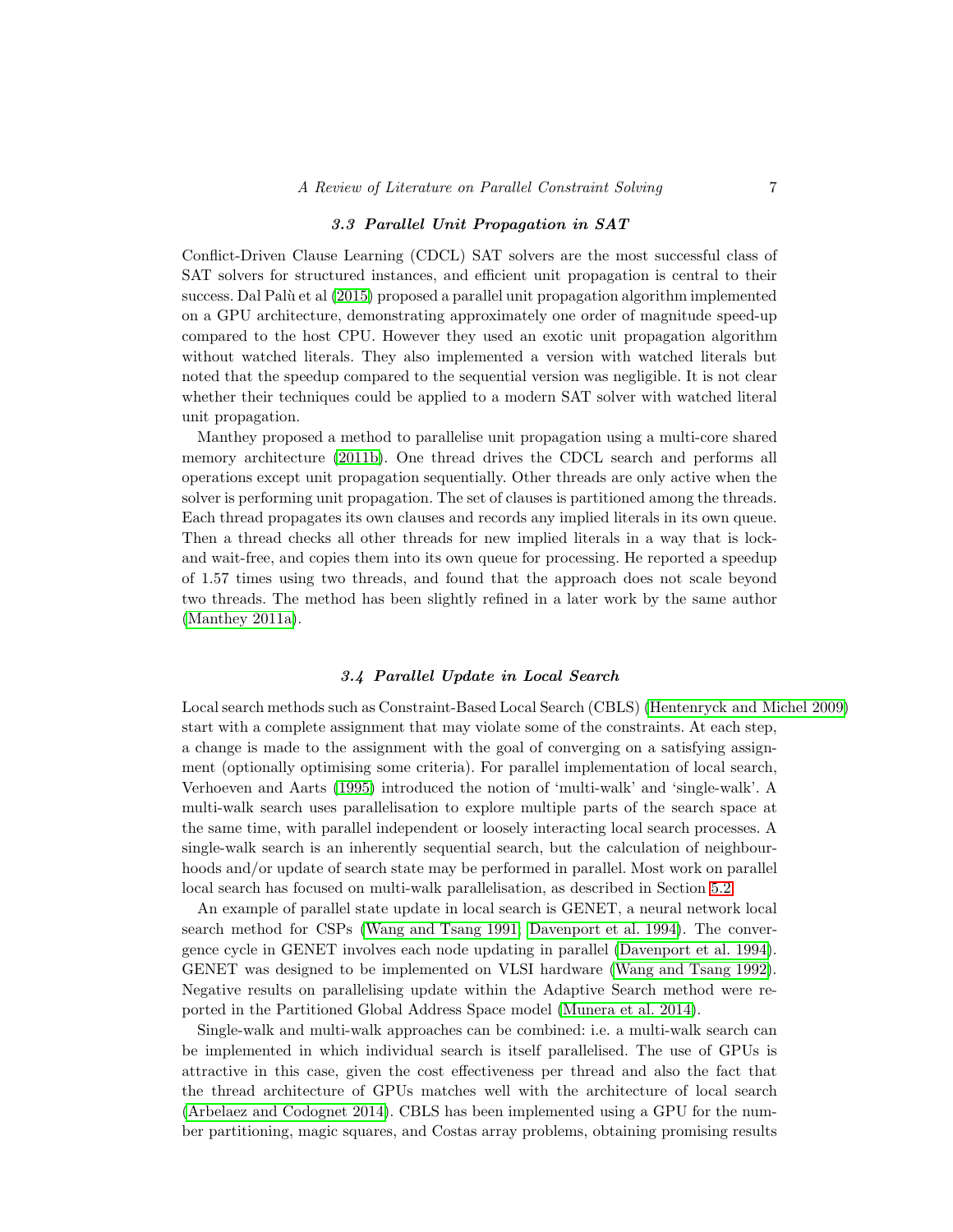### *3.3 Parallel Unit Propagation in SAT*

Conflict-Driven Clause Learning (CDCL) SAT solvers are the most successful class of SAT solvers for structured instances, and efficient unit propagation is central to their success. Dal Palù et al (2015) proposed a parallel unit propagation algorithm implemented on a GPU architecture, demonstrating approximately one order of magnitude speed-up compared to the host CPU. However they used an exotic unit propagation algorithm without watched literals. They also implemented a version with watched literals but noted that the speedup compared to the sequential version was negligible. It is not clear whether their techniques could be applied to a modern SAT solver with watched literal unit propagation.

Manthey proposed a method to parallelise unit propagation using a multi-core shared memory architecture (2011b). One thread drives the CDCL search and performs all operations except unit propagation sequentially. Other threads are only active when the solver is performing unit propagation. The set of clauses is partitioned among the threads. Each thread propagates its own clauses and records any implied literals in its own queue. Then a thread checks all other threads for new implied literals in a way that is lock- and wait-free, and copies them into its own queue for processing. He reported a speedup of 1.57 times using two threads, and found that the approach does not scale beyond two threads. The method has been slightly refined in a later work by the same author (Manthey 2011a).

### *3.4 Parallel Update in Local Search*

Local search methods such as Constraint-Based Local Search (CBLS) (Hentenryck and Michel 2009) start with a complete assignment that may violate some of the constraints. At each step, a change is made to the assignment with the goal of converging on a satisfying assignment (optionally optimising some criteria). For parallel implementation of local search, Verhoeven and Aarts (1995) introduced the notion of 'multi-walk' and 'single-walk'. A multi-walk search uses parallelisation to explore multiple parts of the search space at the same time, with parallel independent or loosely interacting local search processes. A single-walk search is an inherently sequential search, but the calculation of neighbourhoods and/or update of search state may be performed in parallel. Most work on parallel local search has focused on multi-walk parallelisation, as described in Section 5.2.

An example of parallel state update in local search is GENET, a neural network local search method for CSPs (Wang and Tsang 1991; Davenport et al. 1994). The convergence cycle in GENET involves each node updating in parallel (Davenport et al. 1994). GENET was designed to be implemented on VLSI hardware (Wang and Tsang 1992). Negative results on parallelising update within the Adaptive Search method were reported in the Partitioned Global Address Space model (Munera et al. 2014).

Single-walk and multi-walk approaches can be combined: i.e. a multi-walk search can be implemented in which individual search is itself parallelised. The use of GPUs is attractive in this case, given the cost effectiveness per thread and also the fact that the thread architecture of GPUs matches well with the architecture of local search (Arbelaez and Codognet 2014). CBLS has been implemented using a GPU for the number partitioning, magic squares, and Costas array problems, obtaining promising results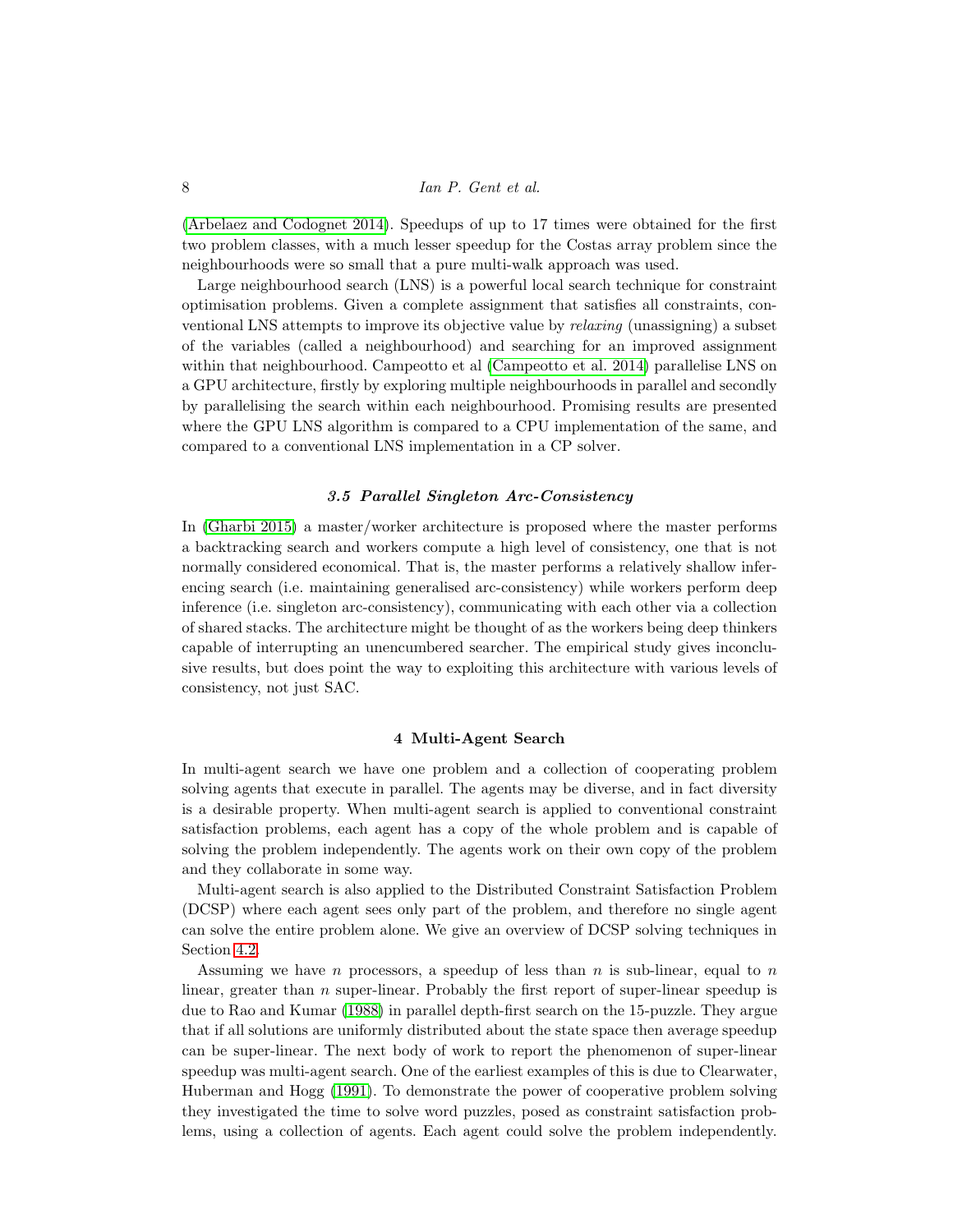(Arbelaez and Codognet 2014). Speedups of up to 17 times were obtained for the first two problem classes, with a much lesser speedup for the Costas array problem since the neighbourhoods were so small that a pure multi-walk approach was used.

Large neighbourhood search (LNS) is a powerful local search technique for constraint optimisation problems. Given a complete assignment that satisfies all constraints, conventional LNS attempts to improve its objective value by *relaxing* (unassigning) a subset of the variables (called a neighbourhood) and searching for an improved assignment within that neighbourhood. Campeotto et al (Campeotto et al. 2014) parallelise LNS on a GPU architecture, firstly by exploring multiple neighbourhoods in parallel and secondly by parallelising the search within each neighbourhood. Promising results are presented where the GPU LNS algorithm is compared to a CPU implementation of the same, and compared to a conventional LNS implementation in a CP solver.

### *3.5 Parallel Singleton Arc-Consistency*

In (Gharbi 2015) a master/worker architecture is proposed where the master performs a backtracking search and workers compute a high level of consistency, one that is not normally considered economical. That is, the master performs a relatively shallow inferencing search (i.e. maintaining generalised arc-consistency) while workers perform deep inference (i.e. singleton arc-consistency), communicating with each other via a collection of shared stacks. The architecture might be thought of as the workers being deep thinkers capable of interrupting an unencumbered searcher. The empirical study gives inconclusive results, but does point the way to exploiting this architecture with various levels of consistency, not just SAC.

## 4 Multi-Agent Search

In multi-agent search we have one problem and a collection of cooperating problem solving agents that execute in parallel. The agents may be diverse, and in fact diversity is a desirable property. When multi-agent search is applied to conventional constraint satisfaction problems, each agent has a copy of the whole problem and is capable of solving the problem independently. The agents work on their own copy of the problem and they collaborate in some way.

Multi-agent search is also applied to the Distributed Constraint Satisfaction Problem (DCSP) where each agent sees only part of the problem, and therefore no single agent can solve the entire problem alone. We give an overview of DCSP solving techniques in Section 4.2.

Assuming we have $n$ processors, a speedup of less than $n$ is sub-linear, equal to $n$ linear, greater than $n$ super-linear. Probably the first report of super-linear speedup is due to Rao and Kumar (1988) in parallel depth-first search on the 15-puzzle. They argue that if all solutions are uniformly distributed about the state space then average speedup can be super-linear. The next body of work to report the phenomenon of super-linear speedup was multi-agent search. One of the earliest examples of this is due to Clearwater, Huberman and Hogg (1991). To demonstrate the power of cooperative problem solving they investigated the time to solve word puzzles, posed as constraint satisfaction problems, using a collection of agents. Each agent could solve the problem independently.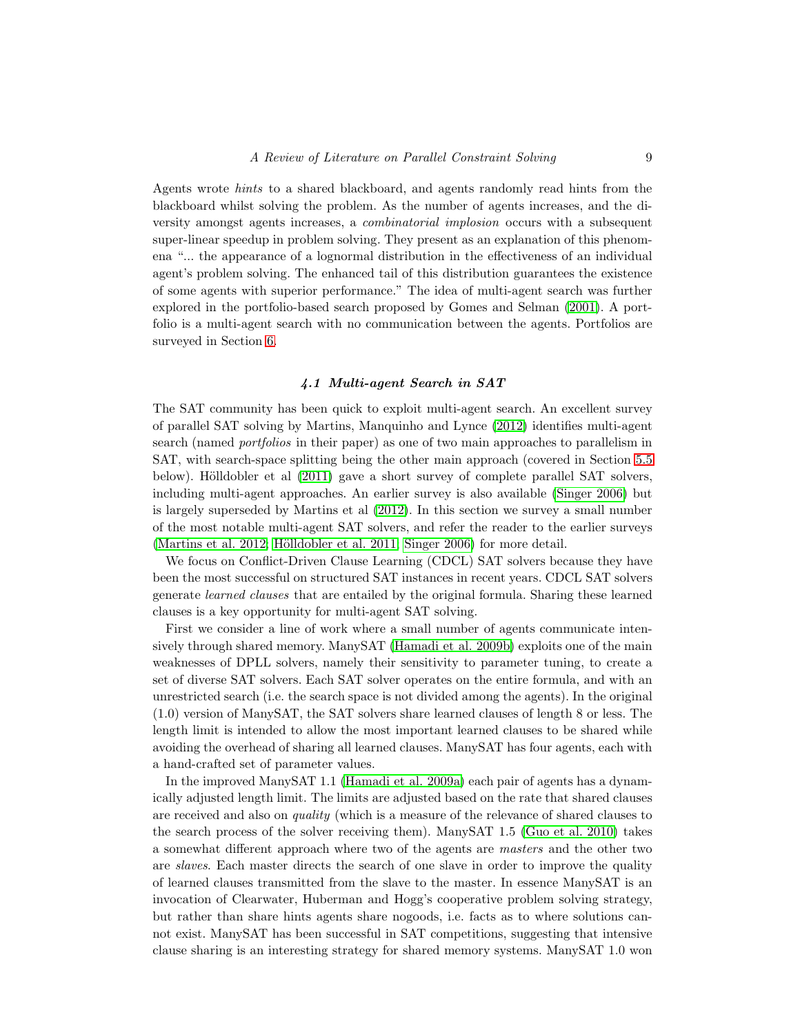Agents wrote *hints* to a shared blackboard, and agents randomly read hints from the blackboard whilst solving the problem. As the number of agents increases, and the diversity amongst agents increases, a *combinatorial implosion* occurs with a subsequent super-linear speedup in problem solving. They present as an explanation of this phenomena "... the appearance of a lognormal distribution in the effectiveness of an individual agent's problem solving. The enhanced tail of this distribution guarantees the existence of some agents with superior performance." The idea of multi-agent search was further explored in the portfolio-based search proposed by Gomes and Selman (2001). A portfolio is a multi-agent search with no communication between the agents. Portfolios are surveyed in Section 6.

### *4.1 Multi-agent Search in SAT*

The SAT community has been quick to exploit multi-agent search. An excellent survey of parallel SAT solving by Martins, Manquinho and Lynce (2012) identifies multi-agent search (named *portfolios* in their paper) as one of two main approaches to parallelism in SAT, with search-space splitting being the other main approach (covered in Section 5.5 below). Hölldobler et al (2011) gave a short survey of complete parallel SAT solvers, including multi-agent approaches. An earlier survey is also available (Singer 2006) but is largely superseded by Martins et al (2012). In this section we survey a small number of the most notable multi-agent SAT solvers, and refer the reader to the earlier surveys (Martins et al. 2012; Hölldobler et al. 2011; Singer 2006) for more detail.

We focus on Conflict-Driven Clause Learning (CDCL) SAT solvers because they have been the most successful on structured SAT instances in recent years. CDCL SAT solvers generate *learned clauses* that are entailed by the original formula. Sharing these learned clauses is a key opportunity for multi-agent SAT solving.

First we consider a line of work where a small number of agents communicate intensively through shared memory. ManySAT (Hamadi et al. 2009b) exploits one of the main weaknesses of DPLL solvers, namely their sensitivity to parameter tuning, to create a set of diverse SAT solvers. Each SAT solver operates on the entire formula, and with an unrestricted search (i.e. the search space is not divided among the agents). In the original (1.0) version of ManySAT, the SAT solvers share learned clauses of length 8 or less. The length limit is intended to allow the most important learned clauses to be shared while avoiding the overhead of sharing all learned clauses. ManySAT has four agents, each with a hand-crafted set of parameter values.

In the improved ManySAT 1.1 (Hamadi et al. 2009a) each pair of agents has a dynamically adjusted length limit. The limits are adjusted based on the rate that shared clauses are received and also on *quality* (which is a measure of the relevance of shared clauses to the search process of the solver receiving them). ManySAT 1.5 (Guo et al. 2010) takes a somewhat different approach where two of the agents are *masters* and the other two are *slaves*. Each master directs the search of one slave in order to improve the quality of learned clauses transmitted from the slave to the master. In essence ManySAT is an invocation of Clearwater, Huberman and Hogg's cooperative problem solving strategy, but rather than share hints agents share nogoods, i.e. facts as to where solutions cannot exist. ManySAT has been successful in SAT competitions, suggesting that intensive clause sharing is an interesting strategy for shared memory systems. ManySAT 1.0 won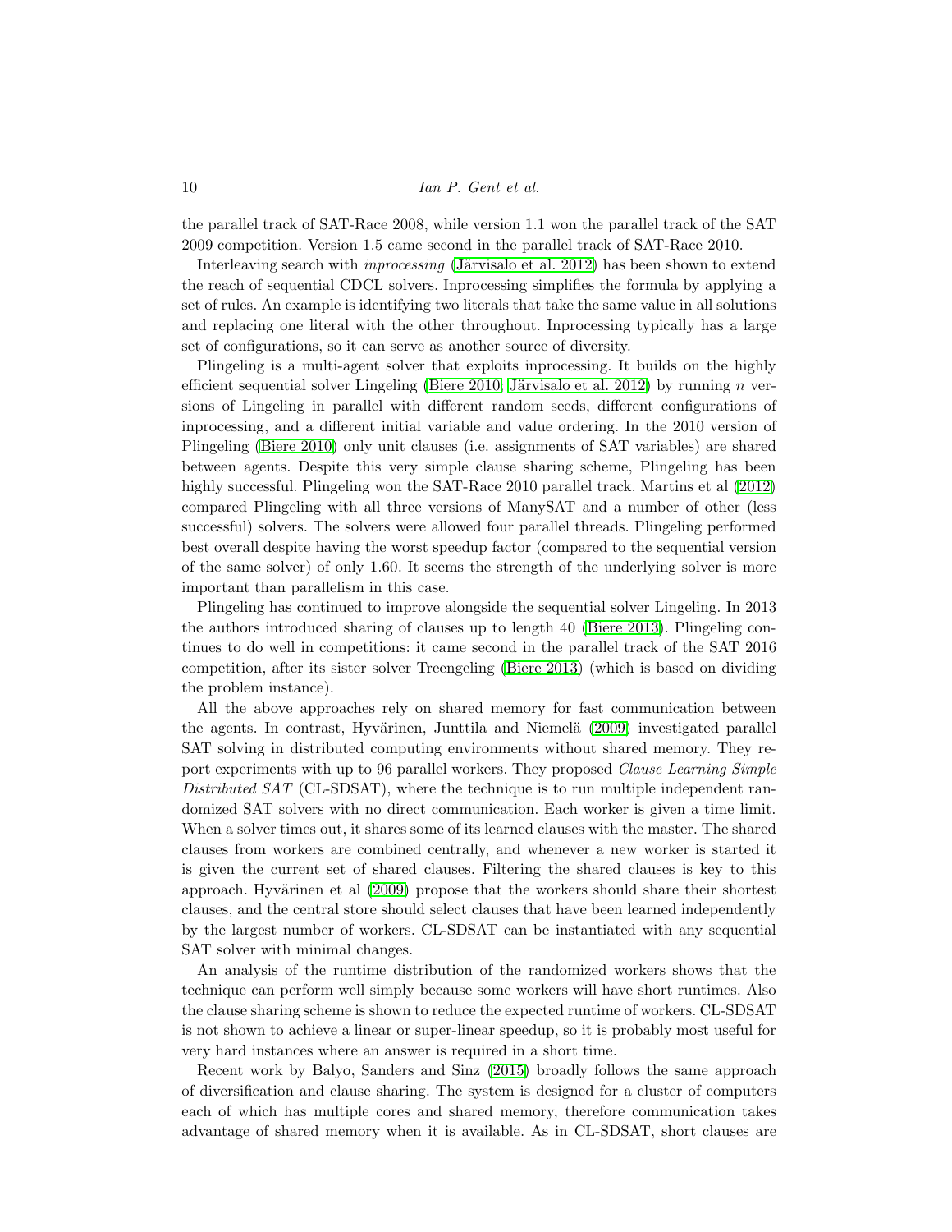the parallel track of SAT-Race 2008, while version 1.1 won the parallel track of the SAT 2009 competition. Version 1.5 came second in the parallel track of SAT-Race 2010.

Interleaving search with *inprocessing* (Järvisalo et al. 2012) has been shown to extend the reach of sequential CDCL solvers. Inprocessing simplifies the formula by applying a set of rules. An example is identifying two literals that take the same value in all solutions and replacing one literal with the other throughout. Inprocessing typically has a large set of configurations, so it can serve as another source of diversity.

Plingeling is a multi-agent solver that exploits inprocessing. It builds on the highly efficient sequential solver Lingeling (Biere 2010; Järvisalo et al. 2012) by running $n$ versions of Lingeling in parallel with different random seeds, different configurations of inprocessing, and a different initial variable and value ordering. In the 2010 version of Plingeling (Biere 2010) only unit clauses (i.e. assignments of SAT variables) are shared between agents. Despite this very simple clause sharing scheme, Plingeling has been highly successful. Plingeling won the SAT-Race 2010 parallel track. Martins et al (2012) compared Plingeling with all three versions of ManySAT and a number of other (less successful) solvers. The solvers were allowed four parallel threads. Plingeling performed best overall despite having the worst speedup factor (compared to the sequential version of the same solver) of only 1.60. It seems the strength of the underlying solver is more important than parallelism in this case.

Plingeling has continued to improve alongside the sequential solver Lingeling. In 2013 the authors introduced sharing of clauses up to length 40 (Biere 2013). Plingeling continues to do well in competitions: it came second in the parallel track of the SAT 2016 competition, after its sister solver Treengeling (Biere 2013) (which is based on dividing the problem instance).

All the above approaches rely on shared memory for fast communication between the agents. In contrast, Hyvärinen, Junttila and Niemelä (2009) investigated parallel SAT solving in distributed computing environments without shared memory. They report experiments with up to 96 parallel workers. They proposed *Clause Learning Simple Distributed SAT* (CL-SDSAT), where the technique is to run multiple independent randomized SAT solvers with no direct communication. Each worker is given a time limit. When a solver times out, it shares some of its learned clauses with the master. The shared clauses from workers are combined centrally, and whenever a new worker is started it is given the current set of shared clauses. Filtering the shared clauses is key to this approach. Hyvärinen et al (2009) propose that the workers should share their shortest clauses, and the central store should select clauses that have been learned independently by the largest number of workers. CL-SDSAT can be instantiated with any sequential SAT solver with minimal changes.

An analysis of the runtime distribution of the randomized workers shows that the technique can perform well simply because some workers will have short runtimes. Also the clause sharing scheme is shown to reduce the expected runtime of workers. CL-SDSAT is not shown to achieve a linear or super-linear speedup, so it is probably most useful for very hard instances where an answer is required in a short time.

Recent work by Balyo, Sanders and Sinz (2015) broadly follows the same approach of diversification and clause sharing. The system is designed for a cluster of computers each of which has multiple cores and shared memory, therefore communication takes advantage of shared memory when it is available. As in CL-SDSAT, short clauses are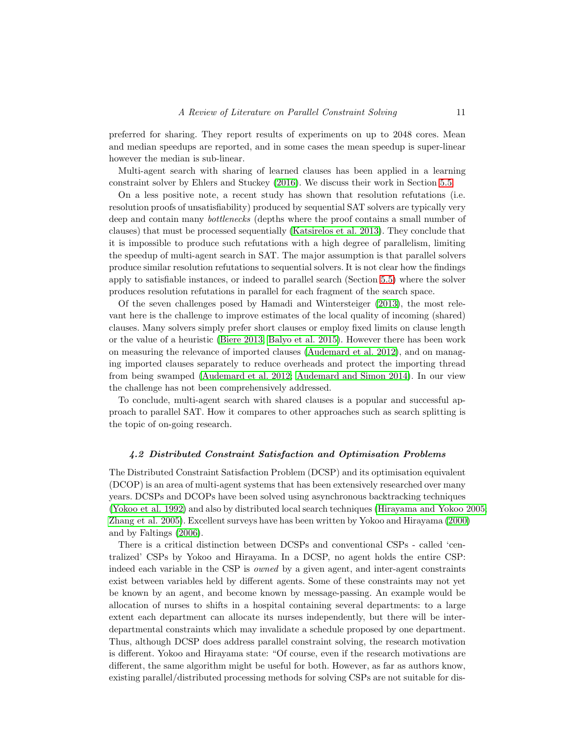preferred for sharing. They report results of experiments on up to 2048 cores. Mean and median speedups are reported, and in some cases the mean speedup is super-linear however the median is sub-linear.

Multi-agent search with sharing of learned clauses has been applied in a learning constraint solver by Ehlers and Stuckey (2016). We discuss their work in Section 5.5.

On a less positive note, a recent study has shown that resolution refutations (i.e. resolution proofs of unsatisfiability) produced by sequential SAT solvers are typically very deep and contain many *bottlenecks* (depths where the proof contains a small number of clauses) that must be processed sequentially (Katsirelos et al. 2013). They conclude that it is impossible to produce such refutations with a high degree of parallelism, limiting the speedup of multi-agent search in SAT. The major assumption is that parallel solvers produce similar resolution refutations to sequential solvers. It is not clear how the findings apply to satisfiable instances, or indeed to parallel search (Section 5.5) where the solver produces resolution refutations in parallel for each fragment of the search space.

Of the seven challenges posed by Hamadi and Wintersteiger (2013), the most relevant here is the challenge to improve estimates of the local quality of incoming (shared) clauses. Many solvers simply prefer short clauses or employ fixed limits on clause length or the value of a heuristic (Biere 2013; Balyo et al. 2015). However there has been work on measuring the relevance of imported clauses (Audemard et al. 2012), and on managing imported clauses separately to reduce overheads and protect the importing thread from being swamped (Audemard et al. 2012; Audemard and Simon 2014). In our view the challenge has not been comprehensively addressed.

To conclude, multi-agent search with shared clauses is a popular and successful approach to parallel SAT. How it compares to other approaches such as search splitting is the topic of on-going research.

### *4.2 Distributed Constraint Satisfaction and Optimisation Problems*

The Distributed Constraint Satisfaction Problem (DCSP) and its optimisation equivalent (DCOP) is an area of multi-agent systems that has been extensively researched over many years. DCSPs and DCOPs have been solved using asynchronous backtracking techniques (Yokoo et al. 1992) and also by distributed local search techniques (Hirayama and Yokoo 2005; Zhang et al. 2005). Excellent surveys have has been written by Yokoo and Hirayama (2000) and by Faltings (2006).

There is a critical distinction between DCSPs and conventional CSPs - called 'centralized' CSPs by Yokoo and Hirayama. In a DCSP, no agent holds the entire CSP: indeed each variable in the CSP is *owned* by a given agent, and inter-agent constraints exist between variables held by different agents. Some of these constraints may not yet be known by an agent, and become known by message-passing. An example would be allocation of nurses to shifts in a hospital containing several departments: to a large extent each department can allocate its nurses independently, but there will be inter-departmental constraints which may invalidate a schedule proposed by one department. Thus, although DCSP does address parallel constraint solving, the research motivation is different. Yokoo and Hirayama state: "Of course, even if the research motivations are different, the same algorithm might be useful for both. However, as far as authors know, existing parallel/distributed processing methods for solving CSPs are not suitable for dis-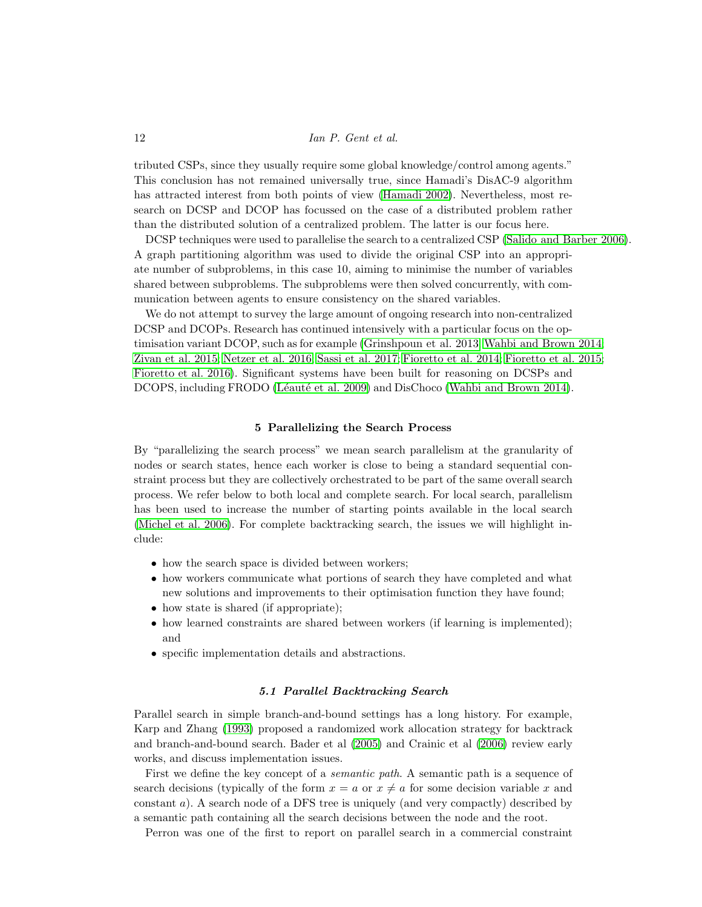tributed CSPs, since they usually require some global knowledge/control among agents." This conclusion has not remained universally true, since Hamadi's DisAC-9 algorithm has attracted interest from both points of view (Hamadi 2002). Nevertheless, most research on DCSP and DCOP has focussed on the case of a distributed problem rather than the distributed solution of a centralized problem. The latter is our focus here.

DCSP techniques were used to parallelise the search to a centralized CSP (Salido and Barber 2006). A graph partitioning algorithm was used to divide the original CSP into an appropriate number of subproblems, in this case 10, aiming to minimise the number of variables shared between subproblems. The subproblems were then solved concurrently, with communication between agents to ensure consistency on the shared variables.

We do not attempt to survey the large amount of ongoing research into non-centralized DCSP and DCOPs. Research has continued intensively with a particular focus on the optimisation variant DCOP, such as for example (Grinshpoun et al. 2013; Wahbi and Brown 2014; Zivan et al. 2015; Netzer et al. 2016; Sassi et al. 2017; Fioretto et al. 2014; Fioretto et al. 2015; Fioretto et al. 2016). Significant systems have been built for reasoning on DCSPs and DCOPS, including FRODO (Léauté et al. 2009) and DisChoco (Wahbi and Brown 2014).

## 5 Parallelizing the Search Process

By "parallelizing the search process" we mean search parallelism at the granularity of nodes or search states, hence each worker is close to being a standard sequential constraint process but they are collectively orchestrated to be part of the same overall search process. We refer below to both local and complete search. For local search, parallelism has been used to increase the number of starting points available in the local search (Michel et al. 2006). For complete backtracking search, the issues we will highlight include:

- how the search space is divided between workers;
- how workers communicate what portions of search they have completed and what new solutions and improvements to their optimisation function they have found;
- how state is shared (if appropriate);
- how learned constraints are shared between workers (if learning is implemented); and
- specific implementation details and abstractions.

### 5.1 Parallel Backtracking Search

Parallel search in simple branch-and-bound settings has a long history. For example, Karp and Zhang (1993) proposed a randomized work allocation strategy for backtrack and branch-and-bound search. Bader et al (2005) and Crainic et al (2006) review early works, and discuss implementation issues.

First we define the key concept of a *semantic path*. A semantic path is a sequence of search decisions (typically of the form $x = a$ or $x \neq a$ for some decision variable $x$ and constant $a$). A search node of a DFS tree is uniquely (and very compactly) described by a semantic path containing all the search decisions between the node and the root.

Perron was one of the first to report on parallel search in a commercial constraint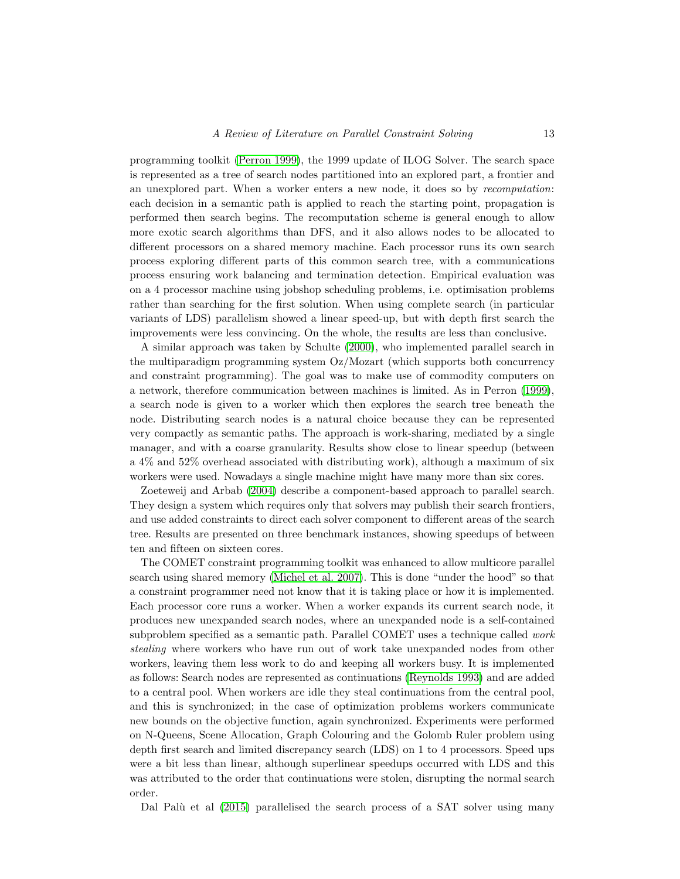programming toolkit (Perron 1999), the 1999 update of ILOG Solver. The search space is represented as a tree of search nodes partitioned into an explored part, a frontier and an unexplored part. When a worker enters a new node, it does so by *recomputation*: each decision in a semantic path is applied to reach the starting point, propagation is performed then search begins. The recomputation scheme is general enough to allow more exotic search algorithms than DFS, and it also allows nodes to be allocated to different processors on a shared memory machine. Each processor runs its own search process exploring different parts of this common search tree, with a communications process ensuring work balancing and termination detection. Empirical evaluation was on a 4 processor machine using jobshop scheduling problems, i.e. optimisation problems rather than searching for the first solution. When using complete search (in particular variants of LDS) parallelism showed a linear speed-up, but with depth first search the improvements were less convincing. On the whole, the results are less than conclusive.

A similar approach was taken by Schulte (2000), who implemented parallel search in the multiparadigm programming system Oz/Mozart (which supports both concurrency and constraint programming). The goal was to make use of commodity computers on a network, therefore communication between machines is limited. As in Perron (1999), a search node is given to a worker which then explores the search tree beneath the node. Distributing search nodes is a natural choice because they can be represented very compactly as semantic paths. The approach is work-sharing, mediated by a single manager, and with a coarse granularity. Results show close to linear speedup (between a 4% and 52% overhead associated with distributing work), although a maximum of six workers were used. Nowadays a single machine might have many more than six cores.

Zoeteweij and Arbab (2004) describe a component-based approach to parallel search. They design a system which requires only that solvers may publish their search frontiers, and use added constraints to direct each solver component to different areas of the search tree. Results are presented on three benchmark instances, showing speedups of between ten and fifteen on sixteen cores.

The COMET constraint programming toolkit was enhanced to allow multicore parallel search using shared memory (Michel et al. 2007). This is done "under the hood" so that a constraint programmer need not know that it is taking place or how it is implemented. Each processor core runs a worker. When a worker expands its current search node, it produces new unexpanded search nodes, where an unexpanded node is a self-contained subproblem specified as a semantic path. Parallel COMET uses a technique called *work stealing* where workers who have run out of work take unexpanded nodes from other workers, leaving them less work to do and keeping all workers busy. It is implemented as follows: Search nodes are represented as continuations (Reynolds 1993) and are added to a central pool. When workers are idle they steal continuations from the central pool, and this is synchronized; in the case of optimization problems workers communicate new bounds on the objective function, again synchronized. Experiments were performed on N-Queens, Scene Allocation, Graph Colouring and the Golomb Ruler problem using depth first search and limited discrepancy search (LDS) on 1 to 4 processors. Speed ups were a bit less than linear, although superlinear speedups occurred with LDS and this was attributed to the order that continuations were stolen, disrupting the normal search order.

Dal Palù et al (2015) parallelised the search process of a SAT solver using many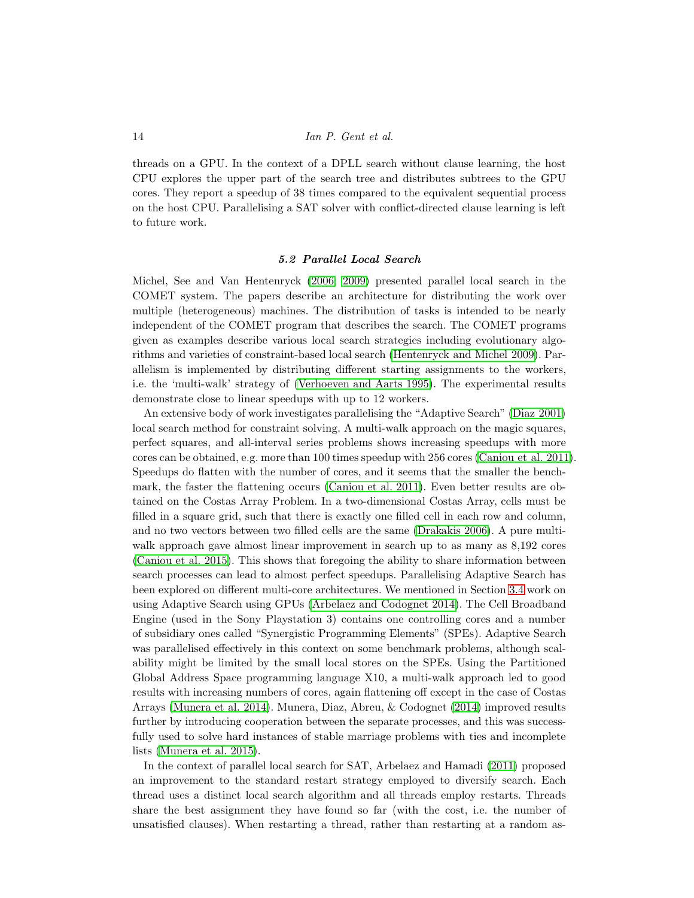threads on a GPU. In the context of a DPLL search without clause learning, the host CPU explores the upper part of the search tree and distributes subtrees to the GPU cores. They report a speedup of 38 times compared to the equivalent sequential process on the host CPU. Parallelising a SAT solver with conflict-directed clause learning is left to future work.

### *5.2 Parallel Local Search*

Michel, See and Van Hentenryck (2006; 2009) presented parallel local search in the COMET system. The papers describe an architecture for distributing the work over multiple (heterogeneous) machines. The distribution of tasks is intended to be nearly independent of the COMET program that describes the search. The COMET programs given as examples describe various local search strategies including evolutionary algorithms and varieties of constraint-based local search (Hentenryck and Michel 2009). Parallelism is implemented by distributing different starting assignments to the workers, i.e. the 'multi-walk' strategy of (Verhoeven and Aarts 1995). The experimental results demonstrate close to linear speedups with up to 12 workers.

An extensive body of work investigates parallelising the "Adaptive Search" (Diaz 2001) local search method for constraint solving. A multi-walk approach on the magic squares, perfect squares, and all-interval series problems shows increasing speedups with more cores can be obtained, e.g. more than 100 times speedup with 256 cores (Caniou et al. 2011). Speedups do flatten with the number of cores, and it seems that the smaller the benchmark, the faster the flattening occurs (Caniou et al. 2011). Even better results are obtained on the Costas Array Problem. In a two-dimensional Costas Array, cells must be filled in a square grid, such that there is exactly one filled cell in each row and column, and no two vectors between two filled cells are the same (Drakakis 2006). A pure multi-walk approach gave almost linear improvement in search up to as many as 8,192 cores (Caniou et al. 2015). This shows that foregoing the ability to share information between search processes can lead to almost perfect speedups. Parallelising Adaptive Search has been explored on different multi-core architectures. We mentioned in Section 3.4 work on using Adaptive Search using GPUs (Arbelaez and Codognet 2014). The Cell Broadband Engine (used in the Sony Playstation 3) contains one controlling cores and a number of subsidiary ones called "Synergistic Programming Elements" (SPEs). Adaptive Search was parallelised effectively in this context on some benchmark problems, although scalability might be limited by the small local stores on the SPEs. Using the Partitioned Global Address Space programming language X10, a multi-walk approach led to good results with increasing numbers of cores, again flattening off except in the case of Costas Arrays (Munera et al. 2014). Munera, Diaz, Abreu, & Codognet (2014) improved results further by introducing cooperation between the separate processes, and this was successfully used to solve hard instances of stable marriage problems with ties and incomplete lists (Munera et al. 2015).

In the context of parallel local search for SAT, Arbelaez and Hamadi (2011) proposed an improvement to the standard restart strategy employed to diversify search. Each thread uses a distinct local search algorithm and all threads employ restarts. Threads share the best assignment they have found so far (with the cost, i.e. the number of unsatisfied clauses). When restarting a thread, rather than restarting at a random as-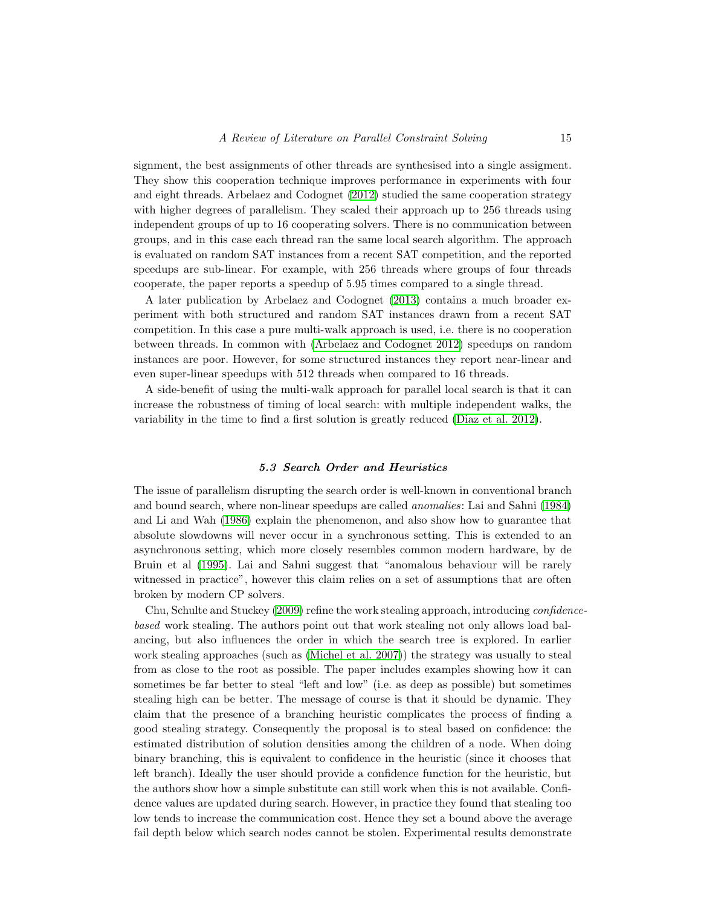signment, the best assignments of other threads are synthesised into a single assigment. They show this cooperation technique improves performance in experiments with four and eight threads. Arbelaez and Codognet (2012) studied the same cooperation strategy with higher degrees of parallelism. They scaled their approach up to 256 threads using independent groups of up to 16 cooperating solvers. There is no communication between groups, and in this case each thread ran the same local search algorithm. The approach is evaluated on random SAT instances from a recent SAT competition, and the reported speedups are sub-linear. For example, with 256 threads where groups of four threads cooperate, the paper reports a speedup of 5.95 times compared to a single thread.

A later publication by Arbelaez and Codognet (2013) contains a much broader experiment with both structured and random SAT instances drawn from a recent SAT competition. In this case a pure multi-walk approach is used, i.e. there is no cooperation between threads. In common with (Arbelaez and Codognet 2012) speedups on random instances are poor. However, for some structured instances they report near-linear and even super-linear speedups with 512 threads when compared to 16 threads.

A side-benefit of using the multi-walk approach for parallel local search is that it can increase the robustness of timing of local search: with multiple independent walks, the variability in the time to find a first solution is greatly reduced (Diaz et al. 2012).

### 5.3 Search Order and Heuristics

The issue of parallelism disrupting the search order is well-known in conventional branch and bound search, where non-linear speedups are called *anomalies*: Lai and Sahni (1984) and Li and Wah (1986) explain the phenomenon, and also show how to guarantee that absolute slowdowns will never occur in a synchronous setting. This is extended to an asynchronous setting, which more closely resembles common modern hardware, by de Bruin et al (1995). Lai and Sahni suggest that "anomalous behaviour will be rarely witnessed in practice", however this claim relies on a set of assumptions that are often broken by modern CP solvers.

Chu, Schulte and Stuckey (2009) refine the work stealing approach, introducing *confidence-based* work stealing. The authors point out that work stealing not only allows load balancing, but also influences the order in which the search tree is explored. In earlier work stealing approaches (such as (Michel et al. 2007)) the strategy was usually to steal from as close to the root as possible. The paper includes examples showing how it can sometimes be far better to steal "left and low" (i.e. as deep as possible) but sometimes stealing high can be better. The message of course is that it should be dynamic. They claim that the presence of a branching heuristic complicates the process of finding a good stealing strategy. Consequently the proposal is to steal based on confidence: the estimated distribution of solution densities among the children of a node. When doing binary branching, this is equivalent to confidence in the heuristic (since it chooses that left branch). Ideally the user should provide a confidence function for the heuristic, but the authors show how a simple substitute can still work when this is not available. Confidence values are updated during search. However, in practice they found that stealing too low tends to increase the communication cost. Hence they set a bound above the average fail depth below which search nodes cannot be stolen. Experimental results demonstrate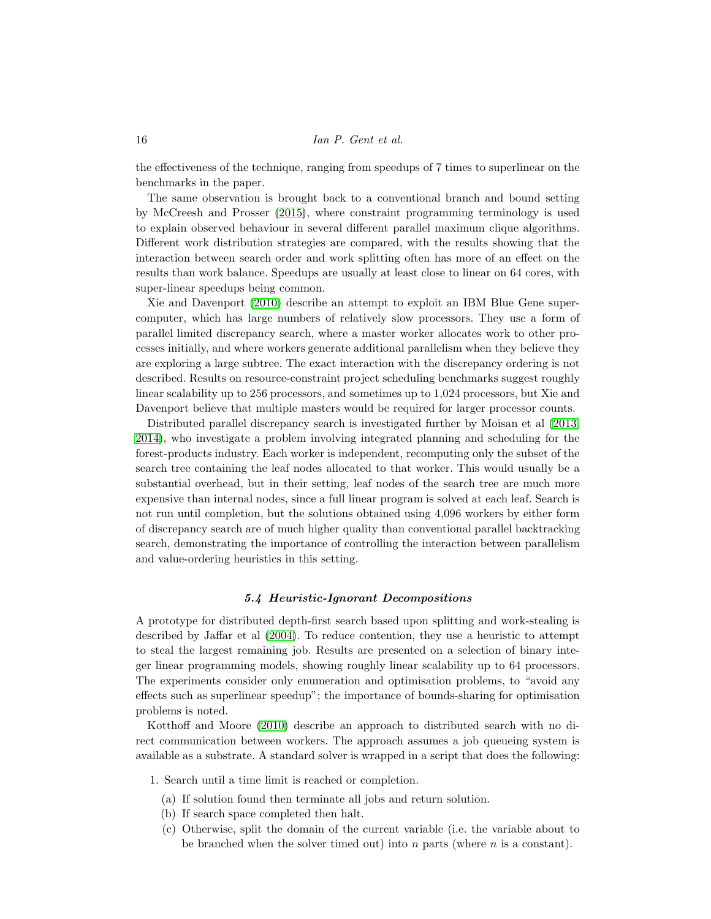the effectiveness of the technique, ranging from speedups of 7 times to superlinear on the benchmarks in the paper.

The same observation is brought back to a conventional branch and bound setting by McCreesh and Prosser (2015), where constraint programming terminology is used to explain observed behaviour in several different parallel maximum clique algorithms. Different work distribution strategies are compared, with the results showing that the interaction between search order and work splitting often has more of an effect on the results than work balance. Speedups are usually at least close to linear on 64 cores, with super-linear speedups being common.

Xie and Davenport (2010) describe an attempt to exploit an IBM Blue Gene supercomputer, which has large numbers of relatively slow processors. They use a form of parallel limited discrepancy search, where a master worker allocates work to other processes initially, and where workers generate additional parallelism when they believe they are exploring a large subtree. The exact interaction with the discrepancy ordering is not described. Results on resource-constraint project scheduling benchmarks suggest roughly linear scalability up to 256 processors, and sometimes up to 1,024 processors, but Xie and Davenport believe that multiple masters would be required for larger processor counts.

Distributed parallel discrepancy search is investigated further by Moisan et al (2013, 2014), who investigate a problem involving integrated planning and scheduling for the forest-products industry. Each worker is independent, recomputing only the subset of the search tree containing the leaf nodes allocated to that worker. This would usually be a substantial overhead, but in their setting, leaf nodes of the search tree are much more expensive than internal nodes, since a full linear program is solved at each leaf. Search is not run until completion, but the solutions obtained using 4,096 workers by either form of discrepancy search are of much higher quality than conventional parallel backtracking search, demonstrating the importance of controlling the interaction between parallelism and value-ordering heuristics in this setting.

### 5.4 Heuristic-Ignorant Decompositions

A prototype for distributed depth-first search based upon splitting and work-stealing is described by Jaffar et al (2004). To reduce contention, they use a heuristic to attempt to steal the largest remaining job. Results are presented on a selection of binary integer linear programming models, showing roughly linear scalability up to 64 processors. The experiments consider only enumeration and optimisation problems, to "avoid any effects such as superlinear speedup"; the importance of bounds-sharing for optimisation problems is noted.

Kotthoff and Moore (2010) describe an approach to distributed search with no direct communication between workers. The approach assumes a job queueing system is available as a substrate. A standard solver is wrapped in a script that does the following:

1. Search until a time limit is reached or completion.
   (a) If solution found then terminate all jobs and return solution.
   (b) If search space completed then halt.
   (c) Otherwise, split the domain of the current variable (i.e. the variable about to be branched when the solver timed out) into $n$ parts (where $n$ is a constant).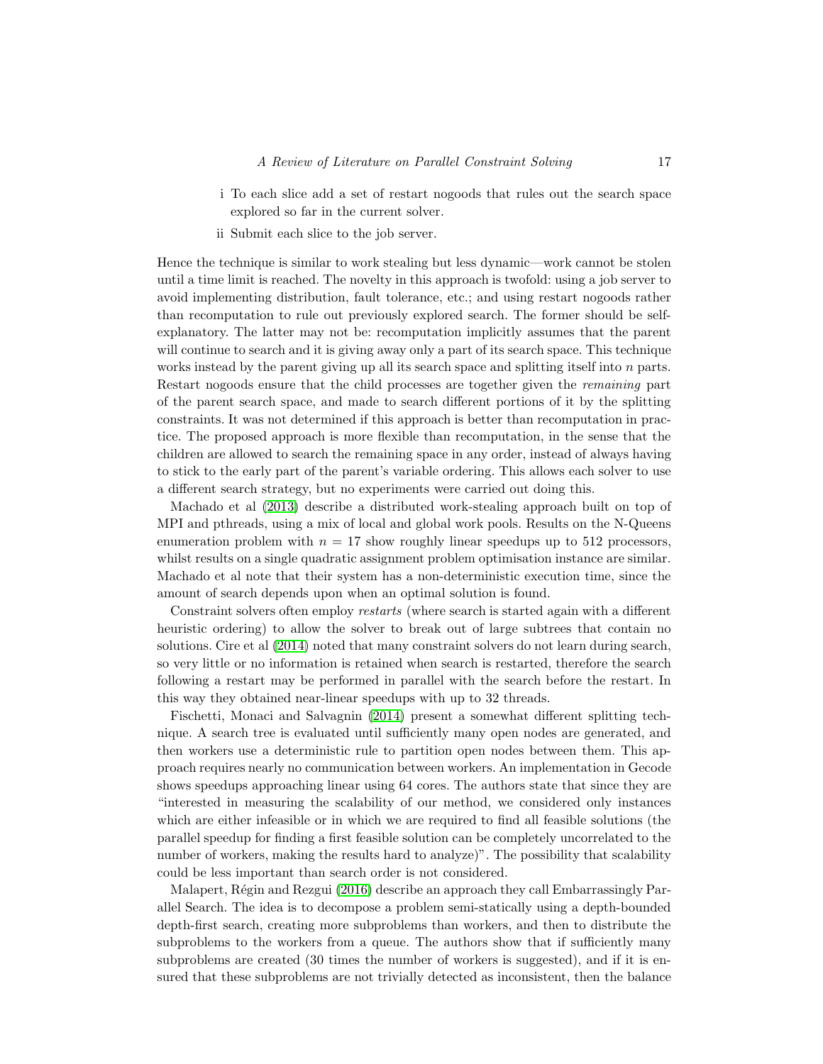i To each slice add a set of restart nogoods that rules out the search space explored so far in the current solver.

ii Submit each slice to the job server.

Hence the technique is similar to work stealing but less dynamic—work cannot be stolen until a time limit is reached. The novelty in this approach is twofold: using a job server to avoid implementing distribution, fault tolerance, etc.; and using restart nogoods rather than recomputation to rule out previously explored search. The former should be self-explanatory. The latter may not be: recomputation implicitly assumes that the parent will continue to search and it is giving away only a part of its search space. This technique works instead by the parent giving up all its search space and splitting itself into $n$ parts. Restart nogoods ensure that the child processes are together given the *remaining* part of the parent search space, and made to search different portions of it by the splitting constraints. It was not determined if this approach is better than recomputation in practice. The proposed approach is more flexible than recomputation, in the sense that the children are allowed to search the remaining space in any order, instead of always having to stick to the early part of the parent's variable ordering. This allows each solver to use a different search strategy, but no experiments were carried out doing this.

Machado et al (2013) describe a distributed work-stealing approach built on top of MPI and pthreads, using a mix of local and global work pools. Results on the N-Queens enumeration problem with $n = 17$ show roughly linear speedups up to 512 processors, whilst results on a single quadratic assignment problem optimisation instance are similar. Machado et al note that their system has a non-deterministic execution time, since the amount of search depends upon when an optimal solution is found.

Constraint solvers often employ *restarts* (where search is started again with a different heuristic ordering) to allow the solver to break out of large subtrees that contain no solutions. Cire et al (2014) noted that many constraint solvers do not learn during search, so very little or no information is retained when search is restarted, therefore the search following a restart may be performed in parallel with the search before the restart. In this way they obtained near-linear speedups with up to 32 threads.

Fischetti, Monaci and Salvagnin (2014) present a somewhat different splitting technique. A search tree is evaluated until sufficiently many open nodes are generated, and then workers use a deterministic rule to partition open nodes between them. This approach requires nearly no communication between workers. An implementation in Gecode shows speedups approaching linear using 64 cores. The authors state that since they are "interested in measuring the scalability of our method, we considered only instances which are either infeasible or in which we are required to find all feasible solutions (the parallel speedup for finding a first feasible solution can be completely uncorrelated to the number of workers, making the results hard to analyze)". The possibility that scalability could be less important than search order is not considered.

Malapert, Régin and Rezgui (2016) describe an approach they call Embarrassingly Parallel Search. The idea is to decompose a problem semi-statically using a depth-bounded depth-first search, creating more subproblems than workers, and then to distribute the subproblems to the workers from a queue. The authors show that if sufficiently many subproblems are created (30 times the number of workers is suggested), and if it is ensured that these subproblems are not trivially detected as inconsistent, then the balance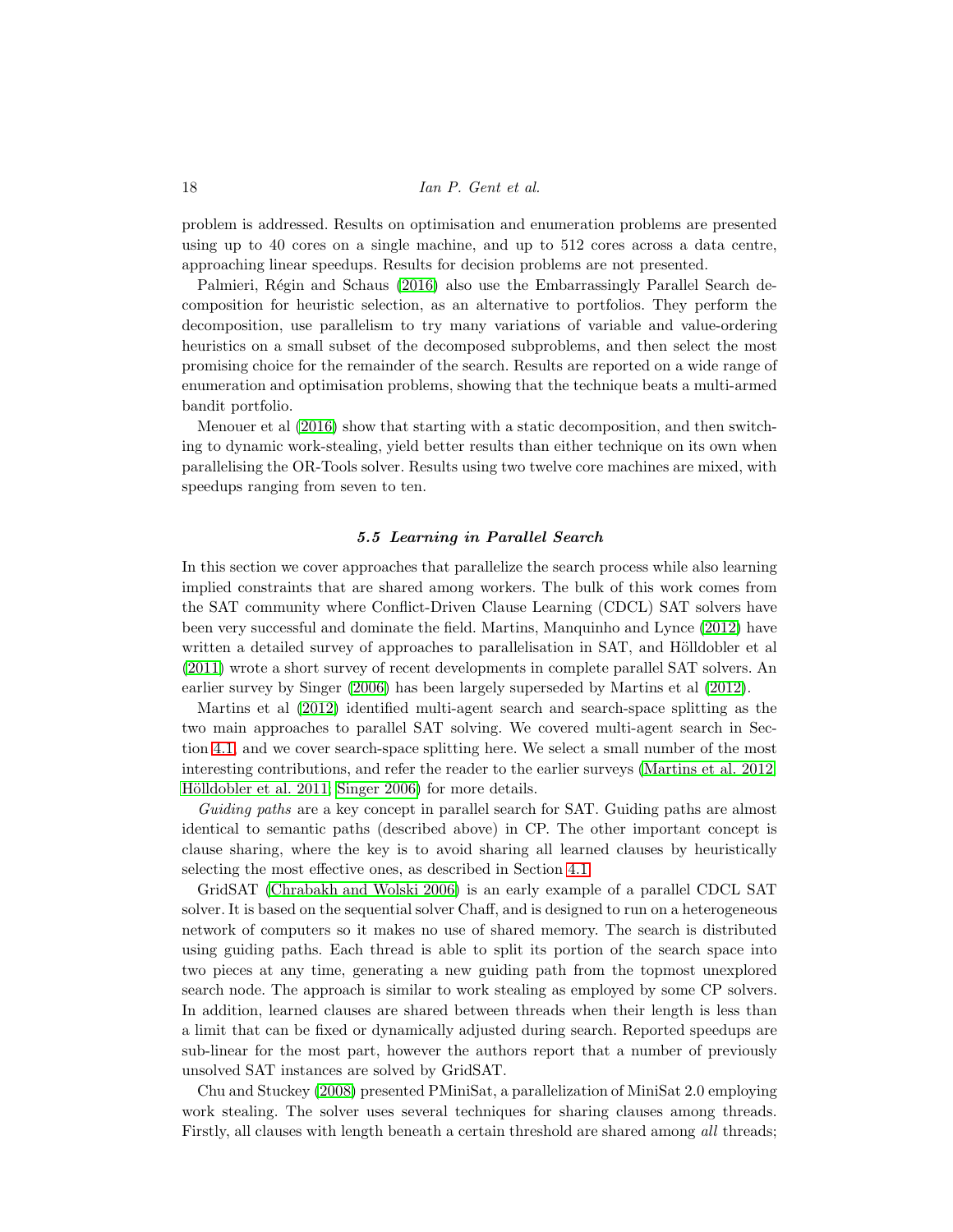problem is addressed. Results on optimisation and enumeration problems are presented using up to 40 cores on a single machine, and up to 512 cores across a data centre, approaching linear speedups. Results for decision problems are not presented.

Palmieri, Régin and Schaus (2016) also use the Embarrassingly Parallel Search decomposition for heuristic selection, as an alternative to portfolios. They perform the decomposition, use parallelism to try many variations of variable and value-ordering heuristics on a small subset of the decomposed subproblems, and then select the most promising choice for the remainder of the search. Results are reported on a wide range of enumeration and optimisation problems, showing that the technique beats a multi-armed bandit portfolio.

Menouer et al (2016) show that starting with a static decomposition, and then switching to dynamic work-stealing, yield better results than either technique on its own when parallelising the OR-Tools solver. Results using two twelve core machines are mixed, with speedups ranging from seven to ten.

### *5.5 Learning in Parallel Search*

In this section we cover approaches that parallelize the search process while also learning implied constraints that are shared among workers. The bulk of this work comes from the SAT community where Conflict-Driven Clause Learning (CDCL) SAT solvers have been very successful and dominate the field. Martins, Manquinho and Lynce (2012) have written a detailed survey of approaches to parallelisation in SAT, and Hölldobler et al (2011) wrote a short survey of recent developments in complete parallel SAT solvers. An earlier survey by Singer (2006) has been largely superseded by Martins et al (2012).

Martins et al (2012) identified multi-agent search and search-space splitting as the two main approaches to parallel SAT solving. We covered multi-agent search in Section 4.1, and we cover search-space splitting here. We select a small number of the most interesting contributions, and refer the reader to the earlier surveys (Martins et al. 2012; Hölldobler et al. 2011; Singer 2006) for more details.

*Guiding paths* are a key concept in parallel search for SAT. Guiding paths are almost identical to semantic paths (described above) in CP. The other important concept is clause sharing, where the key is to avoid sharing all learned clauses by heuristically selecting the most effective ones, as described in Section 4.1.

GridSAT (Chrabakh and Wolski 2006) is an early example of a parallel CDCL SAT solver. It is based on the sequential solver Chaff, and is designed to run on a heterogeneous network of computers so it makes no use of shared memory. The search is distributed using guiding paths. Each thread is able to split its portion of the search space into two pieces at any time, generating a new guiding path from the topmost unexplored search node. The approach is similar to work stealing as employed by some CP solvers. In addition, learned clauses are shared between threads when their length is less than a limit that can be fixed or dynamically adjusted during search. Reported speedups are sub-linear for the most part, however the authors report that a number of previously unsolved SAT instances are solved by GridSAT.

Chu and Stuckey (2008) presented PMiniSat, a parallelization of MiniSat 2.0 employing work stealing. The solver uses several techniques for sharing clauses among threads. Firstly, all clauses with length beneath a certain threshold are shared among *all* threads;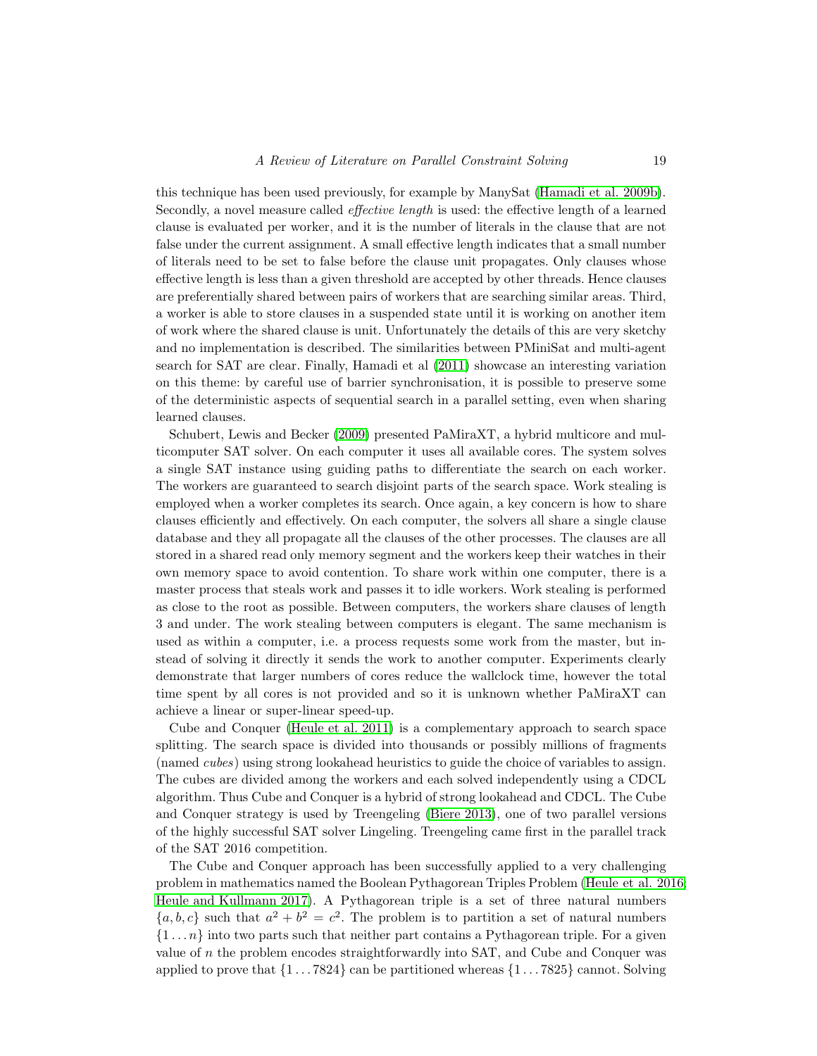this technique has been used previously, for example by ManySat (Hamadi et al. 2009b). Secondly, a novel measure called *effective length* is used: the effective length of a learned clause is evaluated per worker, and it is the number of literals in the clause that are not false under the current assignment. A small effective length indicates that a small number of literals need to be set to false before the clause unit propagates. Only clauses whose effective length is less than a given threshold are accepted by other threads. Hence clauses are preferentially shared between pairs of workers that are searching similar areas. Third, a worker is able to store clauses in a suspended state until it is working on another item of work where the shared clause is unit. Unfortunately the details of this are very sketchy and no implementation is described. The similarities between PMiniSat and multi-agent search for SAT are clear. Finally, Hamadi et al (2011) showcase an interesting variation on this theme: by careful use of barrier synchronisation, it is possible to preserve some of the deterministic aspects of sequential search in a parallel setting, even when sharing learned clauses.

Schubert, Lewis and Becker (2009) presented PaMiraXT, a hybrid multicore and multicomputer SAT solver. On each computer it uses all available cores. The system solves a single SAT instance using guiding paths to differentiate the search on each worker. The workers are guaranteed to search disjoint parts of the search space. Work stealing is employed when a worker completes its search. Once again, a key concern is how to share clauses efficiently and effectively. On each computer, the solvers all share a single clause database and they all propagate all the clauses of the other processes. The clauses are all stored in a shared read only memory segment and the workers keep their watches in their own memory space to avoid contention. To share work within one computer, there is a master process that steals work and passes it to idle workers. Work stealing is performed as close to the root as possible. Between computers, the workers share clauses of length 3 and under. The work stealing between computers is elegant. The same mechanism is used as within a computer, i.e. a process requests some work from the master, but instead of solving it directly it sends the work to another computer. Experiments clearly demonstrate that larger numbers of cores reduce the wallclock time, however the total time spent by all cores is not provided and so it is unknown whether PaMiraXT can achieve a linear or super-linear speed-up.

Cube and Conquer (Heule et al. 2011) is a complementary approach to search space splitting. The search space is divided into thousands or possibly millions of fragments (named *cubes*) using strong lookahead heuristics to guide the choice of variables to assign. The cubes are divided among the workers and each solved independently using a CDCL algorithm. Thus Cube and Conquer is a hybrid of strong lookahead and CDCL. The Cube and Conquer strategy is used by Treengeling (Biere 2013), one of two parallel versions of the highly successful SAT solver Lingeling. Treengeling came first in the parallel track of the SAT 2016 competition.

The Cube and Conquer approach has been successfully applied to a very challenging problem in mathematics named the Boolean Pythagorean Triples Problem (Heule et al. 2016; Heule and Kullmann 2017). A Pythagorean triple is a set of three natural numbers $\{a, b, c\}$ such that $a^2 + b^2 = c^2$. The problem is to partition a set of natural numbers $\{1 \ldots n\}$ into two parts such that neither part contains a Pythagorean triple. For a given value of $n$ the problem encodes straightforwardly into SAT, and Cube and Conquer was applied to prove that $\{1 \ldots 7824\}$ can be partitioned whereas $\{1 \ldots 7825\}$ cannot. Solving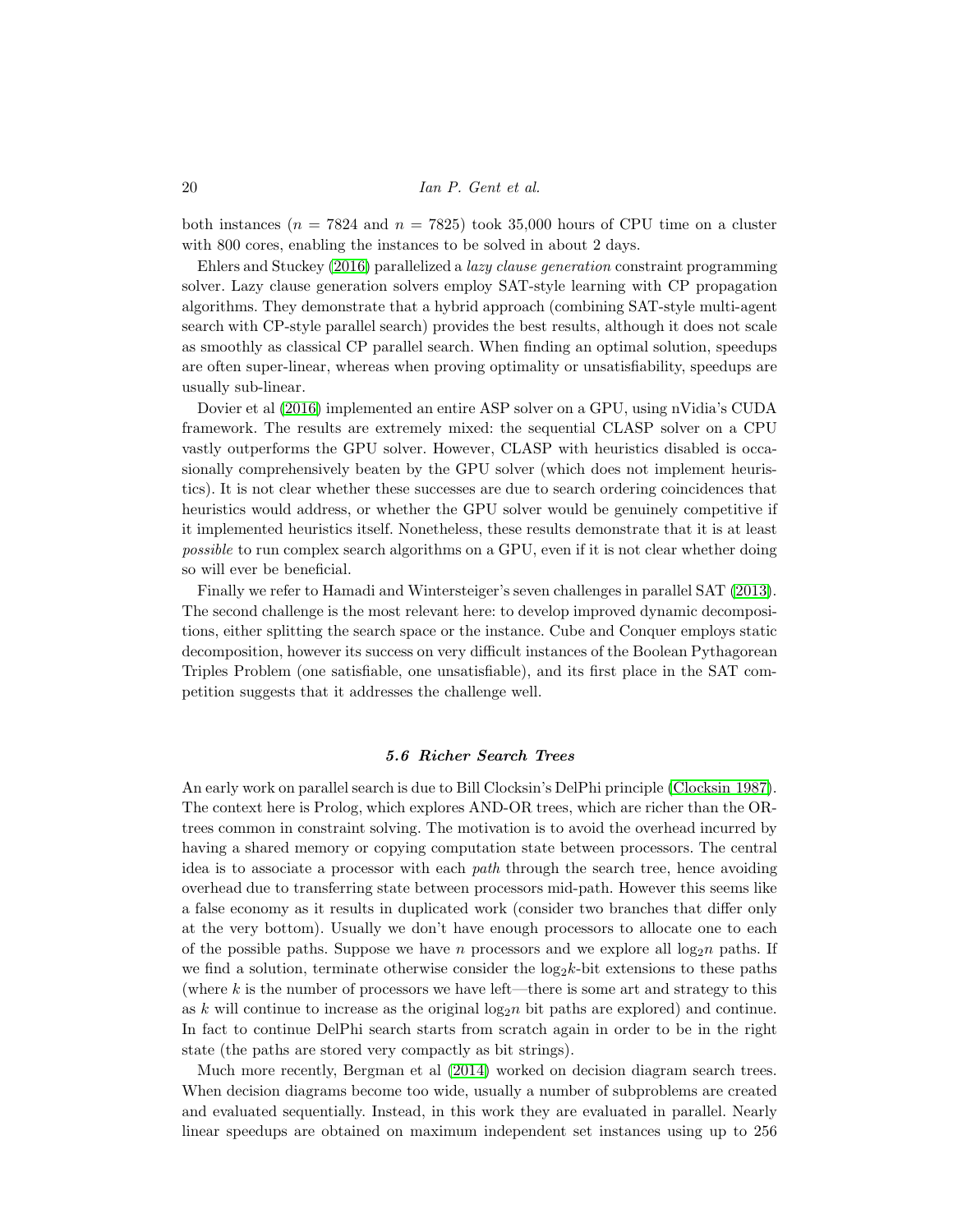both instances ($n = 7824$ and $n = 7825$) took 35,000 hours of CPU time on a cluster with 800 cores, enabling the instances to be solved in about 2 days.

Ehlers and Stuckey (2016) parallelized a *lazy clause generation* constraint programming solver. Lazy clause generation solvers employ SAT-style learning with CP propagation algorithms. They demonstrate that a hybrid approach (combining SAT-style multi-agent search with CP-style parallel search) provides the best results, although it does not scale as smoothly as classical CP parallel search. When finding an optimal solution, speedups are often super-linear, whereas when proving optimality or unsatisfiability, speedups are usually sub-linear.

Dovier et al (2016) implemented an entire ASP solver on a GPU, using nVidia's CUDA framework. The results are extremely mixed: the sequential CLASP solver on a CPU vastly outperforms the GPU solver. However, CLASP with heuristics disabled is occasionally comprehensively beaten by the GPU solver (which does not implement heuristics). It is not clear whether these successes are due to search ordering coincidences that heuristics would address, or whether the GPU solver would be genuinely competitive if it implemented heuristics itself. Nonetheless, these results demonstrate that it is at least *possible* to run complex search algorithms on a GPU, even if it is not clear whether doing so will ever be beneficial.

Finally we refer to Hamadi and Wintersteiger's seven challenges in parallel SAT (2013). The second challenge is the most relevant here: to develop improved dynamic decompositions, either splitting the search space or the instance. Cube and Conquer employs static decomposition, however its success on very difficult instances of the Boolean Pythagorean Triples Problem (one satisfiable, one unsatisfiable), and its first place in the SAT competition suggests that it addresses the challenge well.

### 5.6 Richer Search Trees

An early work on parallel search is due to Bill Clocksin's DelPhi principle (Clocksin 1987). The context here is Prolog, which explores AND-OR trees, which are richer than the OR-trees common in constraint solving. The motivation is to avoid the overhead incurred by having a shared memory or copying computation state between processors. The central idea is to associate a processor with each *path* through the search tree, hence avoiding overhead due to transferring state between processors mid-path. However this seems like a false economy as it results in duplicated work (consider two branches that differ only at the very bottom). Usually we don't have enough processors to allocate one to each of the possible paths. Suppose we have $n$ processors and we explore all $\log_2 n$ paths. If we find a solution, terminate otherwise consider the $\log_2 k$-bit extensions to these paths (where $k$ is the number of processors we have left—there is some art and strategy to this as $k$ will continue to increase as the original $\log_2 n$ bit paths are explored) and continue. In fact to continue DelPhi search starts from scratch again in order to be in the right state (the paths are stored very compactly as bit strings).

Much more recently, Bergman et al (2014) worked on decision diagram search trees. When decision diagrams become too wide, usually a number of subproblems are created and evaluated sequentially. Instead, in this work they are evaluated in parallel. Nearly linear speedups are obtained on maximum independent set instances using up to 256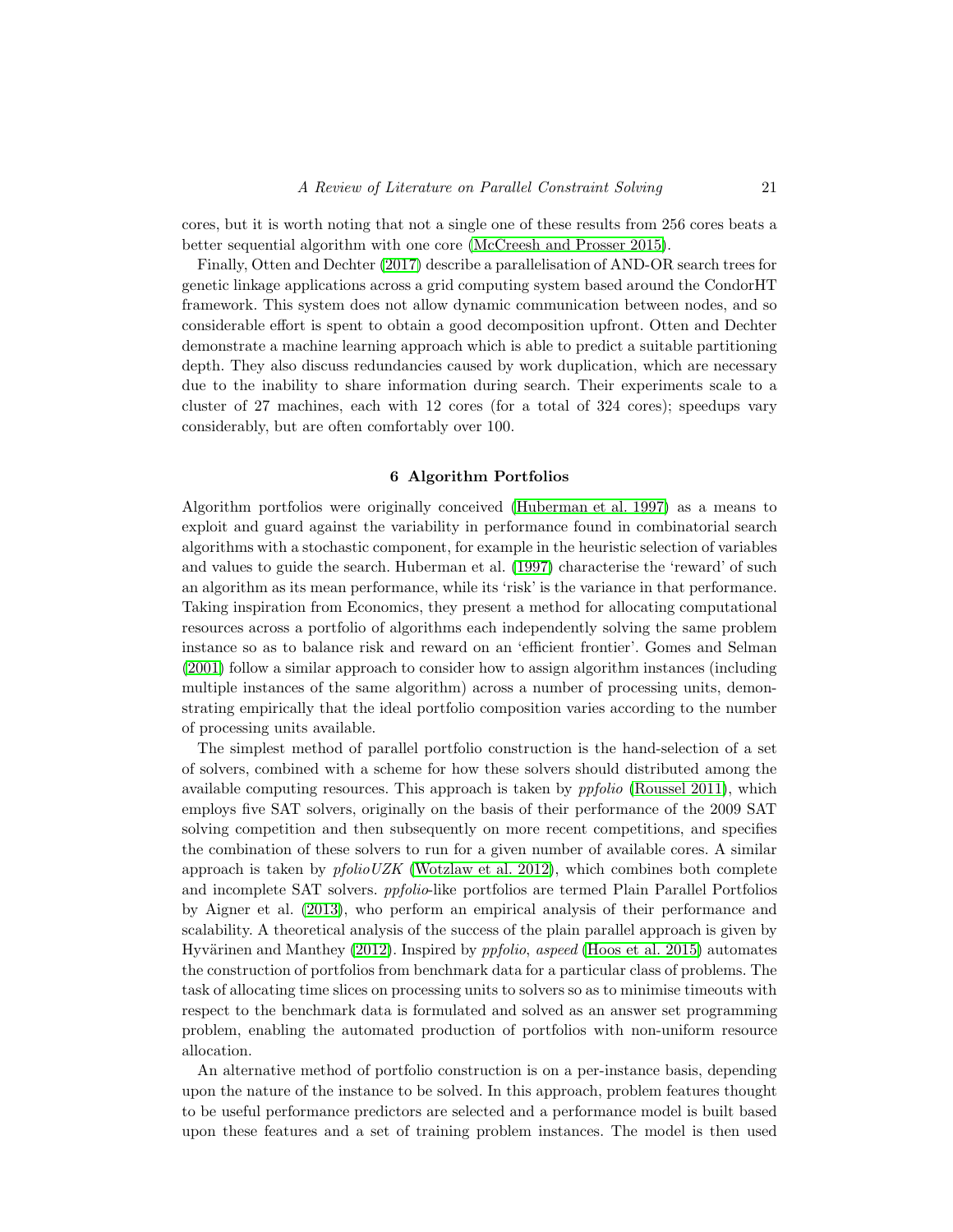cores, but it is worth noting that not a single one of these results from 256 cores beats a better sequential algorithm with one core (McCreesh and Prosser 2015).

Finally, Otten and Dechter (2017) describe a parallelisation of AND-OR search trees for genetic linkage applications across a grid computing system based around the CondorHT framework. This system does not allow dynamic communication between nodes, and so considerable effort is spent to obtain a good decomposition upfront. Otten and Dechter demonstrate a machine learning approach which is able to predict a suitable partitioning depth. They also discuss redundancies caused by work duplication, which are necessary due to the inability to share information during search. Their experiments scale to a cluster of 27 machines, each with 12 cores (for a total of 324 cores); speedups vary considerably, but are often comfortably over 100.

## 6 Algorithm Portfolios

Algorithm portfolios were originally conceived (Huberman et al. 1997) as a means to exploit and guard against the variability in performance found in combinatorial search algorithms with a stochastic component, for example in the heuristic selection of variables and values to guide the search. Huberman et al. (1997) characterise the 'reward' of such an algorithm as its mean performance, while its 'risk' is the variance in that performance. Taking inspiration from Economics, they present a method for allocating computational resources across a portfolio of algorithms each independently solving the same problem instance so as to balance risk and reward on an 'efficient frontier'. Gomes and Selman (2001) follow a similar approach to consider how to assign algorithm instances (including multiple instances of the same algorithm) across a number of processing units, demonstrating empirically that the ideal portfolio composition varies according to the number of processing units available.

The simplest method of parallel portfolio construction is the hand-selection of a set of solvers, combined with a scheme for how these solvers should distributed among the available computing resources. This approach is taken by *ppfolio* (Roussel 2011), which employs five SAT solvers, originally on the basis of their performance of the 2009 SAT solving competition and then subsequently on more recent competitions, and specifies the combination of these solvers to run for a given number of available cores. A similar approach is taken by *pfolioUZK* (Wotzlaw et al. 2012), which combines both complete and incomplete SAT solvers. *ppfolio*-like portfolios are termed Plain Parallel Portfolios by Aigner et al. (2013), who perform an empirical analysis of their performance and scalability. A theoretical analysis of the success of the plain parallel approach is given by Hyvärinen and Manthey (2012). Inspired by *ppfolio*, *aspeed* (Hoos et al. 2015) automates the construction of portfolios from benchmark data for a particular class of problems. The task of allocating time slices on processing units to solvers so as to minimise timeouts with respect to the benchmark data is formulated and solved as an answer set programming problem, enabling the automated production of portfolios with non-uniform resource allocation.

An alternative method of portfolio construction is on a per-instance basis, depending upon the nature of the instance to be solved. In this approach, problem features thought to be useful performance predictors are selected and a performance model is built based upon these features and a set of training problem instances. The model is then used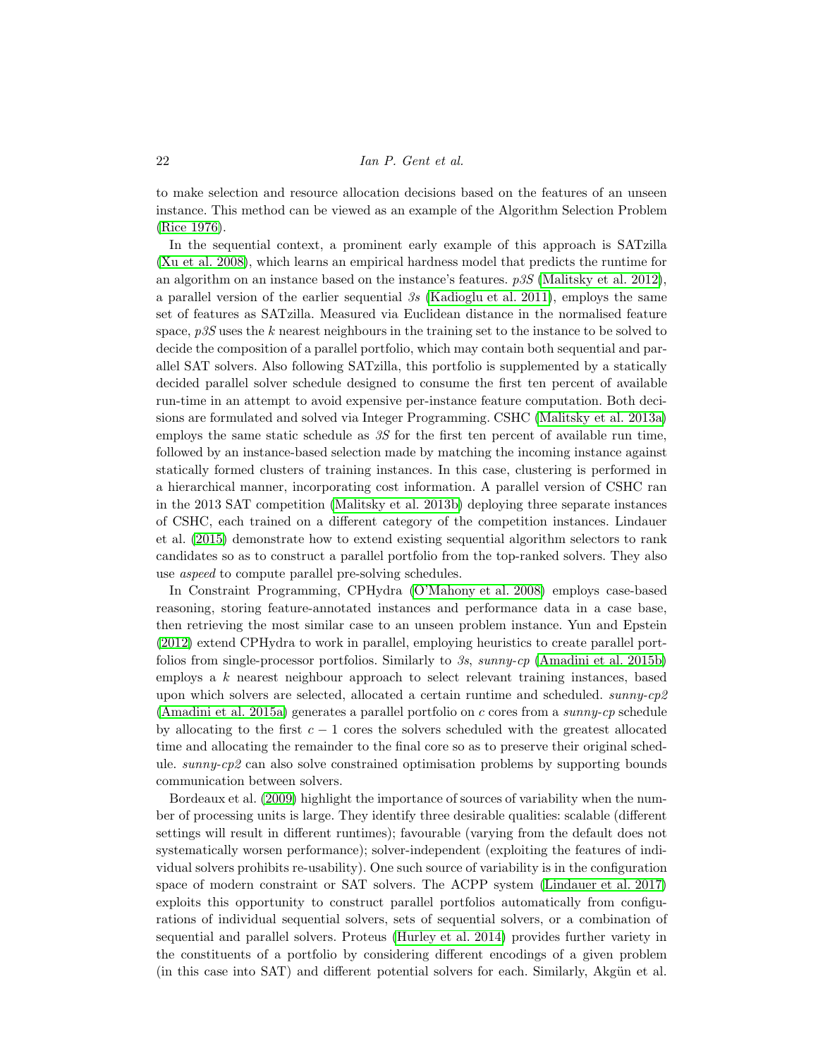to make selection and resource allocation decisions based on the features of an unseen instance. This method can be viewed as an example of the Algorithm Selection Problem (Rice 1976).

In the sequential context, a prominent early example of this approach is SATzilla (Xu et al. 2008), which learns an empirical hardness model that predicts the runtime for an algorithm on an instance based on the instance's features. *p3S* (Malitsky et al. 2012), a parallel version of the earlier sequential *3s* (Kadioglu et al. 2011), employs the same set of features as SATzilla. Measured via Euclidean distance in the normalised feature space, *p3S* uses the $k$ nearest neighbours in the training set to the instance to be solved to decide the composition of a parallel portfolio, which may contain both sequential and parallel SAT solvers. Also following SATzilla, this portfolio is supplemented by a statically decided parallel solver schedule designed to consume the first ten percent of available run-time in an attempt to avoid expensive per-instance feature computation. Both decisions are formulated and solved via Integer Programming. CSHC (Malitsky et al. 2013a) employs the same static schedule as *3S* for the first ten percent of available run time, followed by an instance-based selection made by matching the incoming instance against statically formed clusters of training instances. In this case, clustering is performed in a hierarchical manner, incorporating cost information. A parallel version of CSHC ran in the 2013 SAT competition (Malitsky et al. 2013b) deploying three separate instances of CSHC, each trained on a different category of the competition instances. Lindauer et al. (2015) demonstrate how to extend existing sequential algorithm selectors to rank candidates so as to construct a parallel portfolio from the top-ranked solvers. They also use *aspeed* to compute parallel pre-solving schedules.

In Constraint Programming, CPHydra (O'Mahony et al. 2008) employs case-based reasoning, storing feature-annotated instances and performance data in a case base, then retrieving the most similar case to an unseen problem instance. Yun and Epstein (2012) extend CPHydra to work in parallel, employing heuristics to create parallel portfolios from single-processor portfolios. Similarly to *3s*, *sunny-cp* (Amadini et al. 2015b) employs a $k$ nearest neighbour approach to select relevant training instances, based upon which solvers are selected, allocated a certain runtime and scheduled. *sunny-cp2* (Amadini et al. 2015a) generates a parallel portfolio on $c$ cores from a *sunny-cp* schedule by allocating to the first $c-1$ cores the solvers scheduled with the greatest allocated time and allocating the remainder to the final core so as to preserve their original schedule. *sunny-cp2* can also solve constrained optimisation problems by supporting bounds communication between solvers.

Bordeaux et al. (2009) highlight the importance of sources of variability when the number of processing units is large. They identify three desirable qualities: scalable (different settings will result in different runtimes); favourable (varying from the default does not systematically worsen performance); solver-independent (exploiting the features of individual solvers prohibits re-usability). One such source of variability is in the configuration space of modern constraint or SAT solvers. The ACPP system (Lindauer et al. 2017) exploits this opportunity to construct parallel portfolios automatically from configurations of individual sequential solvers, sets of sequential solvers, or a combination of sequential and parallel solvers. Proteus (Hurley et al. 2014) provides further variety in the constituents of a portfolio by considering different encodings of a given problem (in this case into SAT) and different potential solvers for each. Similarly, Akgün et al.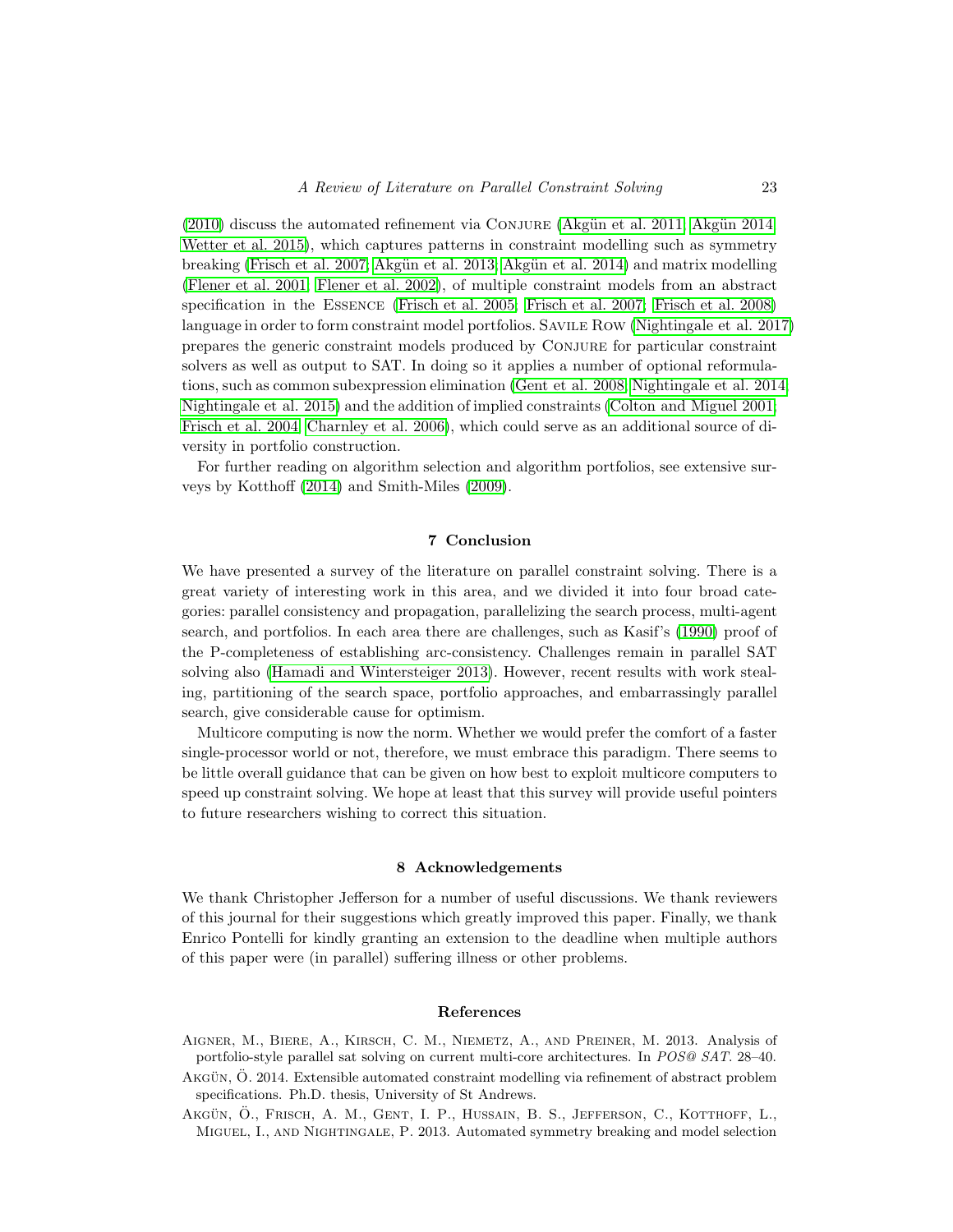(2010) discuss the automated refinement via Conjure (Akgün et al. 2011; Akgün 2014; Wetter et al. 2015), which captures patterns in constraint modelling such as symmetry breaking (Frisch et al. 2007; Akgün et al. 2013; Akgün et al. 2014) and matrix modelling (Flener et al. 2001; Flener et al. 2002), of multiple constraint models from an abstract specification in the Essence (Frisch et al. 2005; Frisch et al. 2007; Frisch et al. 2008) language in order to form constraint model portfolios. Savile Row (Nightingale et al. 2017) prepares the generic constraint models produced by Conjure for particular constraint solvers as well as output to SAT. In doing so it applies a number of optional reformulations, such as common subexpression elimination (Gent et al. 2008; Nightingale et al. 2014; Nightingale et al. 2015) and the addition of implied constraints (Colton and Miguel 2001; Frisch et al. 2004; Charnley et al. 2006), which could serve as an additional source of diversity in portfolio construction.

For further reading on algorithm selection and algorithm portfolios, see extensive surveys by Kotthoff (2014) and Smith-Miles (2009).

## 7 Conclusion

We have presented a survey of the literature on parallel constraint solving. There is a great variety of interesting work in this area, and we divided it into four broad categories: parallel consistency and propagation, parallelizing the search process, multi-agent search, and portfolios. In each area there are challenges, such as Kasif's (1990) proof of the P-completeness of establishing arc-consistency. Challenges remain in parallel SAT solving also (Hamadi and Wintersteiger 2013). However, recent results with work stealing, partitioning of the search space, portfolio approaches, and embarrassingly parallel search, give considerable cause for optimism.

Multicore computing is now the norm. Whether we would prefer the comfort of a faster single-processor world or not, therefore, we must embrace this paradigm. There seems to be little overall guidance that can be given on how best to exploit multicore computers to speed up constraint solving. We hope at least that this survey will provide useful pointers to future researchers wishing to correct this situation.

## 8 Acknowledgements

We thank Christopher Jefferson for a number of useful discussions. We thank reviewers of this journal for their suggestions which greatly improved this paper. Finally, we thank Enrico Pontelli for kindly granting an extension to the deadline when multiple authors of this paper were (in parallel) suffering illness or other problems.

## References

Aigner, M., Biere, A., Kirsch, C. M., Niemetz, A., and Preiner, M. 2013. Analysis of portfolio-style parallel sat solving on current multi-core architectures. In *POS@ SAT*. 28–40.

Akgün, Ö. 2014. Extensible automated constraint modelling via refinement of abstract problem specifications. Ph.D. thesis, University of St Andrews.

Akgün, Ö., Frisch, A. M., Gent, I. P., Hussain, B. S., Jefferson, C., Kotthoff, L., Miguel, I., and Nightingale, P. 2013. Automated symmetry breaking and model selection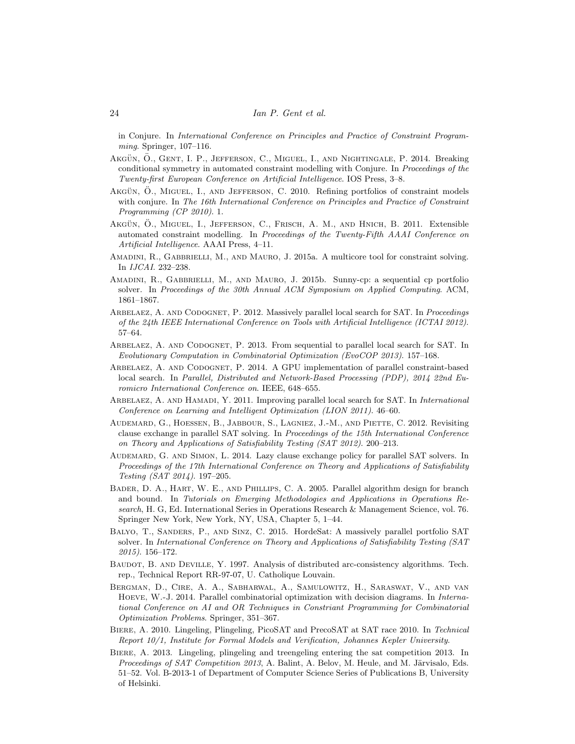in Conjure. In *International Conference on Principles and Practice of Constraint Programming*. Springer, 107–116.

Akgün, Ö., Gent, I. P., Jefferson, C., Miguel, I., and Nightingale, P. 2014. Breaking conditional symmetry in automated constraint modelling with Conjure. In *Proceedings of the Twenty-first European Conference on Artificial Intelligence*. IOS Press, 3–8.

Akgün, Ö., Miguel, I., and Jefferson, C. 2010. Refining portfolios of constraint models with conjure. In *The 16th International Conference on Principles and Practice of Constraint Programming (CP 2010)*. 1.

Akgün, Ö., Miguel, I., Jefferson, C., Frisch, A. M., and Hnich, B. 2011. Extensible automated constraint modelling. In *Proceedings of the Twenty-Fifth AAAI Conference on Artificial Intelligence*. AAAI Press, 4–11.

Amadini, R., Gabbrielli, M., and Mauro, J. 2015a. A multicore tool for constraint solving. In *IJCAI*. 232–238.

Amadini, R., Gabbrielli, M., and Mauro, J. 2015b. Sunny-cp: a sequential cp portfolio solver. In *Proceedings of the 30th Annual ACM Symposium on Applied Computing*. ACM, 1861–1867.

Arbelaez, A. and Codognet, P. 2012. Massively parallel local search for SAT. In *Proceedings of the 24th IEEE International Conference on Tools with Artificial Intelligence (ICTAI 2012)*. 57–64.

Arbelaez, A. and Codognet, P. 2013. From sequential to parallel local search for SAT. In *Evolutionary Computation in Combinatorial Optimization (EvoCOP 2013)*. 157–168.

Arbelaez, A. and Codognet, P. 2014. A GPU implementation of parallel constraint-based local search. In *Parallel, Distributed and Network-Based Processing (PDP), 2014 22nd Euromicro International Conference on*. IEEE, 648–655.

Arbelaez, A. and Hamadi, Y. 2011. Improving parallel local search for SAT. In *International Conference on Learning and Intelligent Optimization (LION 2011)*. 46–60.

Audemard, G., Hoessen, B., Jabbour, S., Lagniez, J.-M., and Piette, C. 2012. Revisiting clause exchange in parallel SAT solving. In *Proceedings of the 15th International Conference on Theory and Applications of Satisfiability Testing (SAT 2012)*. 200–213.

Audemard, G. and Simon, L. 2014. Lazy clause exchange policy for parallel SAT solvers. In *Proceedings of the 17th International Conference on Theory and Applications of Satisfiability Testing (SAT 2014)*. 197–205.

Bader, D. A., Hart, W. E., and Phillips, C. A. 2005. Parallel algorithm design for branch and bound. In *Tutorials on Emerging Methodologies and Applications in Operations Research*, H. G, Ed. International Series in Operations Research & Management Science, vol. 76. Springer New York, New York, NY, USA, Chapter 5, 1–44.

Balyo, T., Sanders, P., and Sinz, C. 2015. HordeSat: A massively parallel portfolio SAT solver. In *International Conference on Theory and Applications of Satisfiability Testing (SAT 2015)*. 156–172.

Baudot, B. and Deville, Y. 1997. Analysis of distributed arc-consistency algorithms. Tech. rep., Technical Report RR-97-07, U. Catholique Louvain.

Bergman, D., Cire, A. A., Sabharwal, A., Samulowitz, H., Saraswat, V., and van Hoeve, W.-J. 2014. Parallel combinatorial optimization with decision diagrams. In *International Conference on AI and OR Techniques in Constriant Programming for Combinatorial Optimization Problems*. Springer, 351–367.

Biere, A. 2010. Lingeling, Plingeling, PicoSAT and PrecoSAT at SAT race 2010. In *Technical Report 10/1, Institute for Formal Models and Verification, Johannes Kepler University*.

Biere, A. 2013. Lingeling, plingeling and treengeling entering the sat competition 2013. In *Proceedings of SAT Competition 2013*, A. Balint, A. Belov, M. Heule, and M. Järvisalo, Eds. 51–52. Vol. B-2013-1 of Department of Computer Science Series of Publications B, University of Helsinki.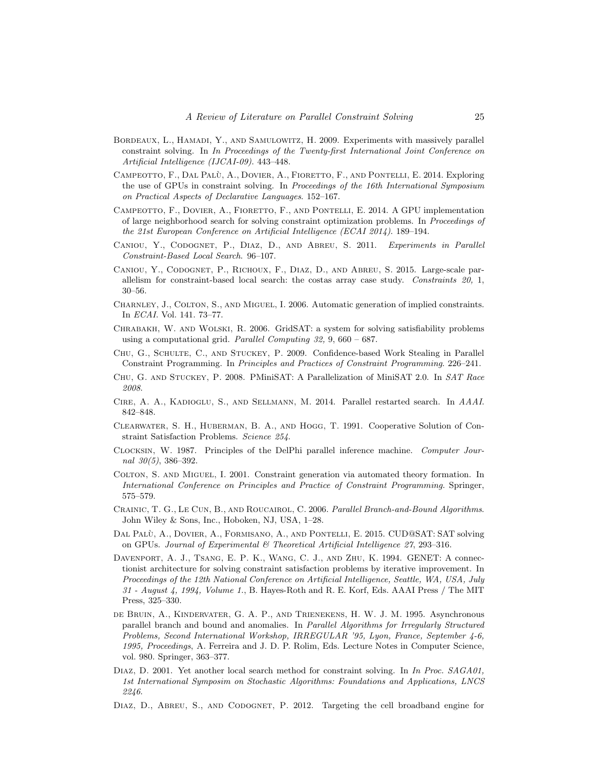Bordeaux, L., Hamadi, Y., and Samulowitz, H. 2009. Experiments with massively parallel constraint solving. In *In Proceedings of the Twenty-first International Joint Conference on Artificial Intelligence (IJCAI-09)*. 443–448.

Campeotto, F., Dal Palù, A., Dovier, A., Fioretto, F., and Pontelli, E. 2014. Exploring the use of GPUs in constraint solving. In *Proceedings of the 16th International Symposium on Practical Aspects of Declarative Languages*. 152–167.

Campeotto, F., Dovier, A., Fioretto, F., and Pontelli, E. 2014. A GPU implementation of large neighborhood search for solving constraint optimization problems. In *Proceedings of the 21st European Conference on Artificial Intelligence (ECAI 2014)*. 189–194.

Caniou, Y., Codognet, P., Diaz, D., and Abreu, S. 2011. *Experiments in Parallel Constraint-Based Local Search*. 96–107.

Caniou, Y., Codognet, P., Richoux, F., Diaz, D., and Abreu, S. 2015. Large-scale parallelism for constraint-based local search: the costas array case study. *Constraints 20,* 1, 30–56.

Charnley, J., Colton, S., and Miguel, I. 2006. Automatic generation of implied constraints. In *ECAI*. Vol. 141. 73–77.

Chrabakh, W. and Wolski, R. 2006. GridSAT: a system for solving satisfiability problems using a computational grid. *Parallel Computing 32,* 9, 660 – 687.

Chu, G., Schulte, C., and Stuckey, P. 2009. Confidence-based Work Stealing in Parallel Constraint Programming. In *Principles and Practices of Constraint Programming*. 226–241.

Chu, G. and Stuckey, P. 2008. PMiniSAT: A Parallelization of MiniSAT 2.0. In *SAT Race 2008*.

Cire, A. A., Kadioglu, S., and Sellmann, M. 2014. Parallel restarted search. In *AAAI*. 842–848.

Clearwater, S. H., Huberman, B. A., and Hogg, T. 1991. Cooperative Solution of Constraint Satisfaction Problems. *Science 254*.

Clocksin, W. 1987. Principles of the DelPhi parallel inference machine. *Computer Journal 30(5)*, 386–392.

Colton, S. and Miguel, I. 2001. Constraint generation via automated theory formation. In *International Conference on Principles and Practice of Constraint Programming*. Springer, 575–579.

Crainic, T. G., Le Cun, B., and Roucairol, C. 2006. *Parallel Branch-and-Bound Algorithms*. John Wiley & Sons, Inc., Hoboken, NJ, USA, 1–28.

Dal Palù, A., Dovier, A., Formisano, A., and Pontelli, E. 2015. CUD@SAT: SAT solving on GPUs. *Journal of Experimental & Theoretical Artificial Intelligence 27*, 293–316.

Davenport, A. J., Tsang, E. P. K., Wang, C. J., and Zhu, K. 1994. GENET: A connectionist architecture for solving constraint satisfaction problems by iterative improvement. In *Proceedings of the 12th National Conference on Artificial Intelligence, Seattle, WA, USA, July 31 - August 4, 1994, Volume 1.*, B. Hayes-Roth and R. E. Korf, Eds. AAAI Press / The MIT Press, 325–330.

de Bruin, A., Kindervater, G. A. P., and Trienekens, H. W. J. M. 1995. Asynchronous parallel branch and bound and anomalies. In *Parallel Algorithms for Irregularly Structured Problems, Second International Workshop, IRREGULAR '95, Lyon, France, September 4-6, 1995, Proceedings*, A. Ferreira and J. D. P. Rolim, Eds. Lecture Notes in Computer Science, vol. 980. Springer, 363–377.

Diaz, D. 2001. Yet another local search method for constraint solving. In *In Proc. SAGA01, 1st International Symposim on Stochastic Algorithms: Foundations and Applications, LNCS 2246*.

Diaz, D., Abreu, S., and Codognet, P. 2012. Targeting the cell broadband engine for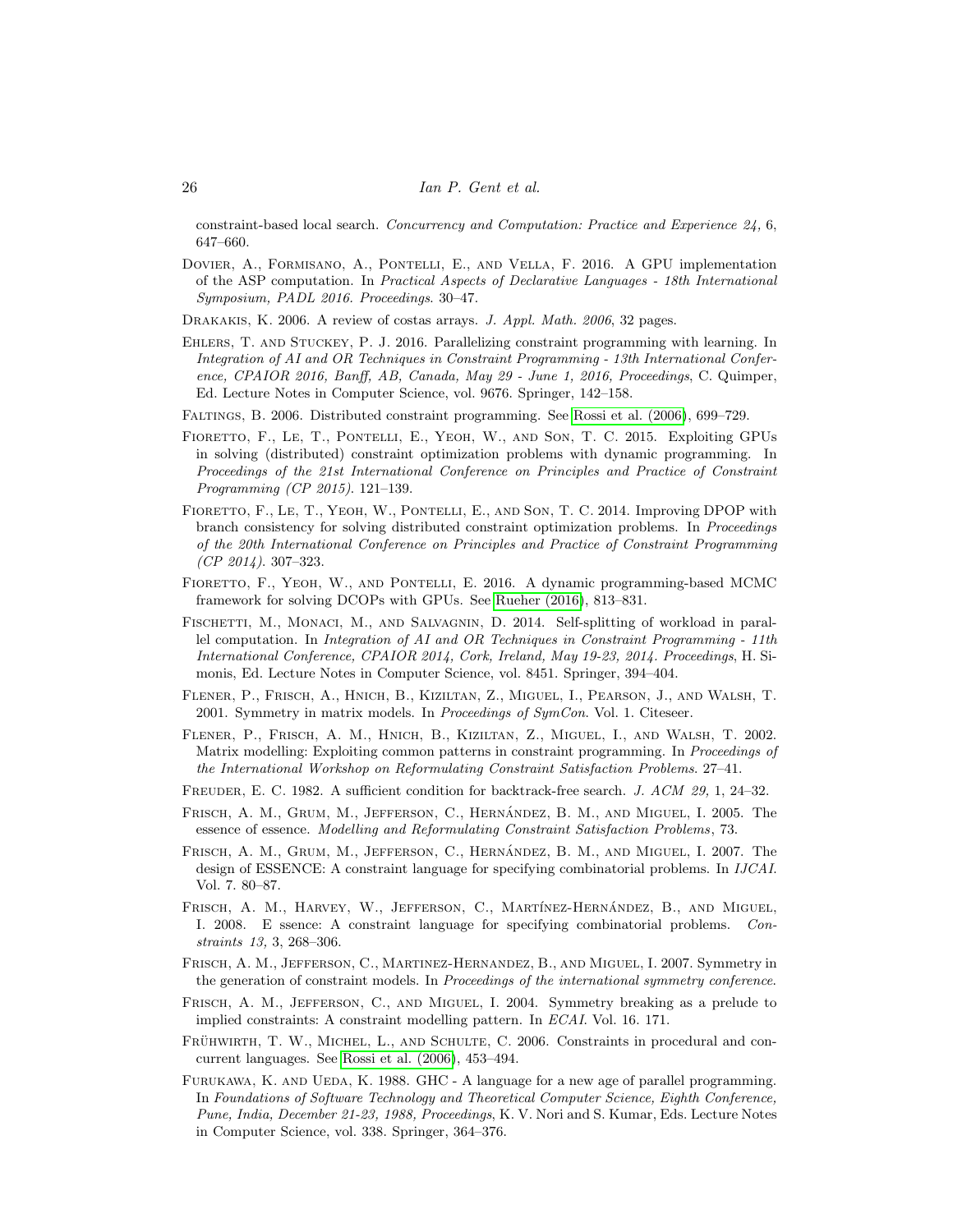constraint-based local search. *Concurrency and Computation: Practice and Experience 24,* 6, 647–660.

Dovier, A., Formisano, A., Pontelli, E., and Vella, F. 2016. A GPU implementation of the ASP computation. In *Practical Aspects of Declarative Languages - 18th International Symposium, PADL 2016. Proceedings*. 30–47.

Drakakis, K. 2006. A review of costas arrays. *J. Appl. Math. 2006*, 32 pages.

Ehlers, T. and Stuckey, P. J. 2016. Parallelizing constraint programming with learning. In *Integration of AI and OR Techniques in Constraint Programming - 13th International Conference, CPAIOR 2016, Banff, AB, Canada, May 29 - June 1, 2016, Proceedings*, C. Quimper, Ed. Lecture Notes in Computer Science, vol. 9676. Springer, 142–158.

Faltings, B. 2006. Distributed constraint programming. See Rossi et al. (2006), 699–729.

Fioretto, F., Le, T., Pontelli, E., Yeoh, W., and Son, T. C. 2015. Exploiting GPUs in solving (distributed) constraint optimization problems with dynamic programming. In *Proceedings of the 21st International Conference on Principles and Practice of Constraint Programming (CP 2015)*. 121–139.

Fioretto, F., Le, T., Yeoh, W., Pontelli, E., and Son, T. C. 2014. Improving DPOP with branch consistency for solving distributed constraint optimization problems. In *Proceedings of the 20th International Conference on Principles and Practice of Constraint Programming (CP 2014)*. 307–323.

Fioretto, F., Yeoh, W., and Pontelli, E. 2016. A dynamic programming-based MCMC framework for solving DCOPs with GPUs. See Rueher (2016), 813–831.

Fischetti, M., Monaci, M., and Salvagnin, D. 2014. Self-splitting of workload in parallel computation. In *Integration of AI and OR Techniques in Constraint Programming - 11th International Conference, CPAIOR 2014, Cork, Ireland, May 19-23, 2014. Proceedings*, H. Simonis, Ed. Lecture Notes in Computer Science, vol. 8451. Springer, 394–404.

Flener, P., Frisch, A., Hnich, B., Kiziltan, Z., Miguel, I., Pearson, J., and Walsh, T. 2001. Symmetry in matrix models. In *Proceedings of SymCon*. Vol. 1. Citeseer.

Flener, P., Frisch, A. M., Hnich, B., Kiziltan, Z., Miguel, I., and Walsh, T. 2002. Matrix modelling: Exploiting common patterns in constraint programming. In *Proceedings of the International Workshop on Reformulating Constraint Satisfaction Problems*. 27–41.

Freuder, E. C. 1982. A sufficient condition for backtrack-free search. *J. ACM 29,* 1, 24–32.

Frisch, A. M., Grum, M., Jefferson, C., Hernández, B. M., and Miguel, I. 2005. The essence of essence. *Modelling and Reformulating Constraint Satisfaction Problems*, 73.

Frisch, A. M., Grum, M., Jefferson, C., Hernández, B. M., and Miguel, I. 2007. The design of ESSENCE: A constraint language for specifying combinatorial problems. In *IJCAI*. Vol. 7. 80–87.

Frisch, A. M., Harvey, W., Jefferson, C., Martínez-Hernández, B., and Miguel, I. 2008. E ssence: A constraint language for specifying combinatorial problems. *Constraints 13,* 3, 268–306.

Frisch, A. M., Jefferson, C., Martinez-Hernandez, B., and Miguel, I. 2007. Symmetry in the generation of constraint models. In *Proceedings of the international symmetry conference*.

Frisch, A. M., Jefferson, C., and Miguel, I. 2004. Symmetry breaking as a prelude to implied constraints: A constraint modelling pattern. In *ECAI*. Vol. 16. 171.

Frühwirth, T. W., Michel, L., and Schulte, C. 2006. Constraints in procedural and concurrent languages. See Rossi et al. (2006), 453–494.

Furukawa, K. and Ueda, K. 1988. GHC - A language for a new age of parallel programming. In *Foundations of Software Technology and Theoretical Computer Science, Eighth Conference, Pune, India, December 21-23, 1988, Proceedings*, K. V. Nori and S. Kumar, Eds. Lecture Notes in Computer Science, vol. 338. Springer, 364–376.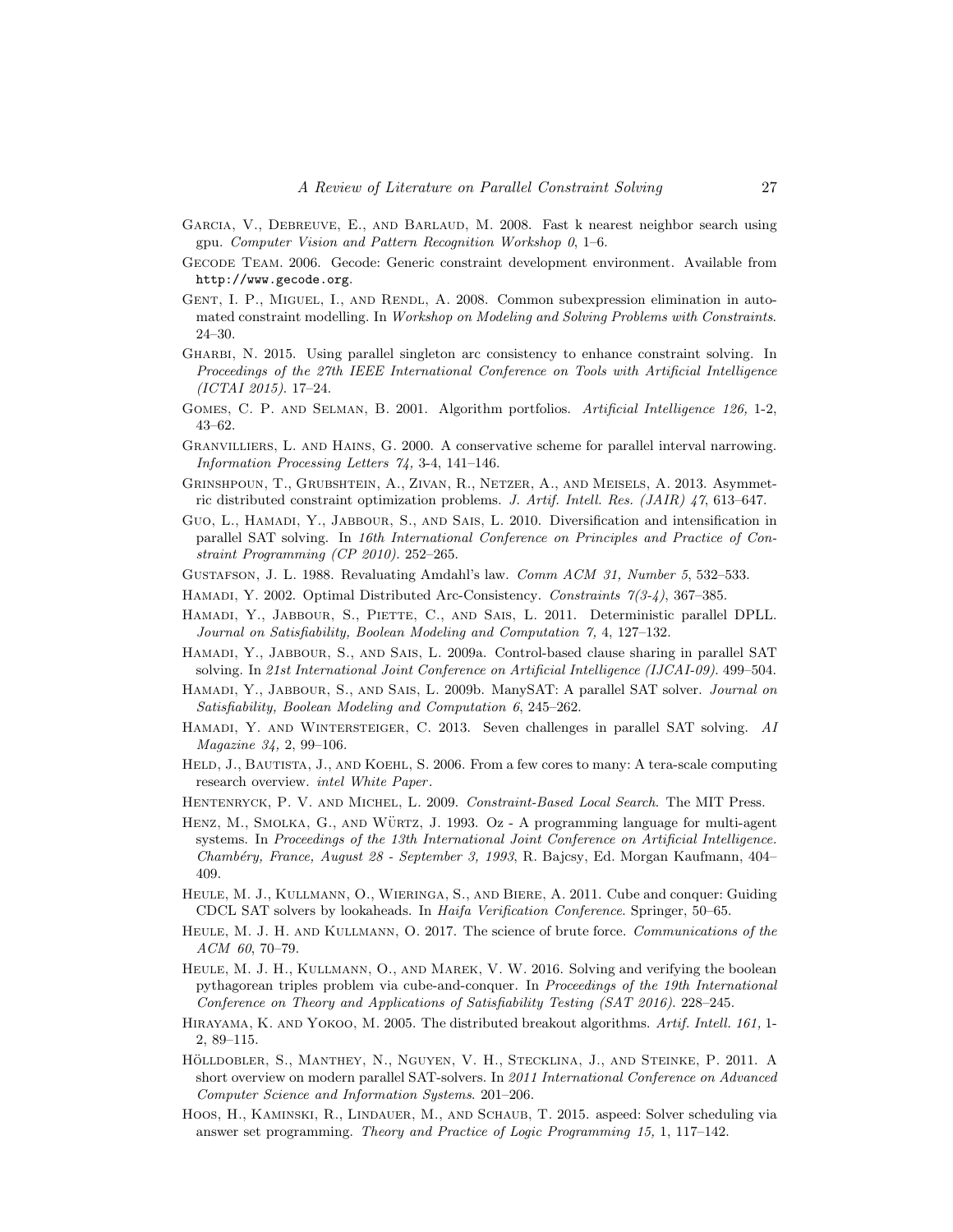Garcia, V., Debreuve, E., and Barlaud, M. 2008. Fast k nearest neighbor search using gpu. *Computer Vision and Pattern Recognition Workshop 0*, 1–6.

Gecode Team. 2006. Gecode: Generic constraint development environment. Available from `http://www.gecode.org`.

Gent, I. P., Miguel, I., and Rendl, A. 2008. Common subexpression elimination in automated constraint modelling. In *Workshop on Modeling and Solving Problems with Constraints*. 24–30.

Gharbi, N. 2015. Using parallel singleton arc consistency to enhance constraint solving. In *Proceedings of the 27th IEEE International Conference on Tools with Artificial Intelligence (ICTAI 2015)*. 17–24.

Gomes, C. P. and Selman, B. 2001. Algorithm portfolios. *Artificial Intelligence 126,* 1-2, 43–62.

Granvilliers, L. and Hains, G. 2000. A conservative scheme for parallel interval narrowing. *Information Processing Letters 74,* 3-4, 141–146.

Grinshpoun, T., Grubshtein, A., Zivan, R., Netzer, A., and Meisels, A. 2013. Asymmetric distributed constraint optimization problems. *J. Artif. Intell. Res. (JAIR) 47*, 613–647.

Guo, L., Hamadi, Y., Jabbour, S., and Sais, L. 2010. Diversification and intensification in parallel SAT solving. In *16th International Conference on Principles and Practice of Constraint Programming (CP 2010)*. 252–265.

Gustafson, J. L. 1988. Revaluating Amdahl's law. *Comm ACM 31, Number 5*, 532–533.

Hamadi, Y. 2002. Optimal Distributed Arc-Consistency. *Constraints 7(3-4)*, 367–385.

Hamadi, Y., Jabbour, S., Piette, C., and Sais, L. 2011. Deterministic parallel DPLL. *Journal on Satisfiability, Boolean Modeling and Computation 7,* 4, 127–132.

Hamadi, Y., Jabbour, S., and Sais, L. 2009a. Control-based clause sharing in parallel SAT solving. In *21st International Joint Conference on Artificial Intelligence (IJCAI-09)*. 499–504.

Hamadi, Y., Jabbour, S., and Sais, L. 2009b. ManySAT: A parallel SAT solver. *Journal on Satisfiability, Boolean Modeling and Computation 6*, 245–262.

Hamadi, Y. and Wintersteiger, C. 2013. Seven challenges in parallel SAT solving. *AI Magazine 34,* 2, 99–106.

Held, J., Bautista, J., and Koehl, S. 2006. From a few cores to many: A tera-scale computing research overview. *intel White Paper*.

Hentenryck, P. V. and Michel, L. 2009. *Constraint-Based Local Search*. The MIT Press.

Henz, M., Smolka, G., and Würtz, J. 1993. Oz - A programming language for multi-agent systems. In *Proceedings of the 13th International Joint Conference on Artificial Intelligence. Chambéry, France, August 28 - September 3, 1993*, R. Bajcsy, Ed. Morgan Kaufmann, 404–409.

Heule, M. J., Kullmann, O., Wieringa, S., and Biere, A. 2011. Cube and conquer: Guiding CDCL SAT solvers by lookaheads. In *Haifa Verification Conference*. Springer, 50–65.

Heule, M. J. H. and Kullmann, O. 2017. The science of brute force. *Communications of the ACM 60*, 70–79.

Heule, M. J. H., Kullmann, O., and Marek, V. W. 2016. Solving and verifying the boolean pythagorean triples problem via cube-and-conquer. In *Proceedings of the 19th International Conference on Theory and Applications of Satisfiability Testing (SAT 2016)*. 228–245.

Hirayama, K. and Yokoo, M. 2005. The distributed breakout algorithms. *Artif. Intell. 161,* 1-2, 89–115.

Hölldobler, S., Manthey, N., Nguyen, V. H., Stecklina, J., and Steinke, P. 2011. A short overview on modern parallel SAT-solvers. In *2011 International Conference on Advanced Computer Science and Information Systems*. 201–206.

Hoos, H., Kaminski, R., Lindauer, M., and Schaub, T. 2015. aspeed: Solver scheduling via answer set programming. *Theory and Practice of Logic Programming 15,* 1, 117–142.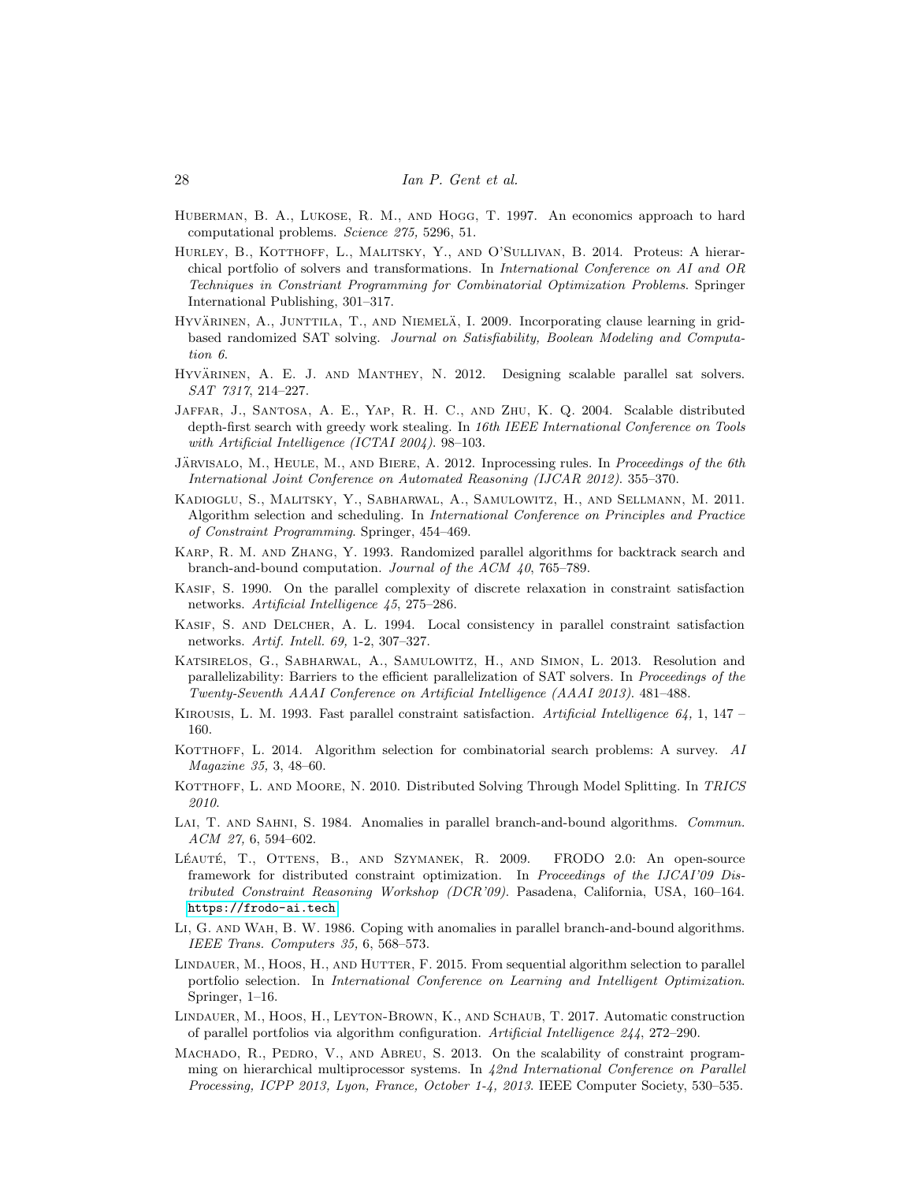Huberman, B. A., Lukose, R. M., and Hogg, T. 1997. An economics approach to hard computational problems. *Science 275,* 5296, 51.

Hurley, B., Kotthoff, L., Malitsky, Y., and O'Sullivan, B. 2014. Proteus: A hierarchical portfolio of solvers and transformations. In *International Conference on AI and OR Techniques in Constriant Programming for Combinatorial Optimization Problems*. Springer International Publishing, 301–317.

Hyvärinen, A., Junttila, T., and Niemelä, I. 2009. Incorporating clause learning in grid-based randomized SAT solving. *Journal on Satisfiability, Boolean Modeling and Computation 6*.

Hyvärinen, A. E. J. and Manthey, N. 2012. Designing scalable parallel sat solvers. *SAT 7317*, 214–227.

Jaffar, J., Santosa, A. E., Yap, R. H. C., and Zhu, K. Q. 2004. Scalable distributed depth-first search with greedy work stealing. In *16th IEEE International Conference on Tools with Artificial Intelligence (ICTAI 2004)*. 98–103.

Järvisalo, M., Heule, M., and Biere, A. 2012. Inprocessing rules. In *Proceedings of the 6th International Joint Conference on Automated Reasoning (IJCAR 2012)*. 355–370.

Kadioglu, S., Malitsky, Y., Sabharwal, A., Samulowitz, H., and Sellmann, M. 2011. Algorithm selection and scheduling. In *International Conference on Principles and Practice of Constraint Programming*. Springer, 454–469.

Karp, R. M. and Zhang, Y. 1993. Randomized parallel algorithms for backtrack search and branch-and-bound computation. *Journal of the ACM 40*, 765–789.

Kasif, S. 1990. On the parallel complexity of discrete relaxation in constraint satisfaction networks. *Artificial Intelligence 45*, 275–286.

Kasif, S. and Delcher, A. L. 1994. Local consistency in parallel constraint satisfaction networks. *Artif. Intell. 69,* 1-2, 307–327.

Katsirelos, G., Sabharwal, A., Samulowitz, H., and Simon, L. 2013. Resolution and parallelizability: Barriers to the efficient parallelization of SAT solvers. In *Proceedings of the Twenty-Seventh AAAI Conference on Artificial Intelligence (AAAI 2013)*. 481–488.

Kirousis, L. M. 1993. Fast parallel constraint satisfaction. *Artificial Intelligence 64,* 1, 147 – 160.

Kotthoff, L. 2014. Algorithm selection for combinatorial search problems: A survey. *AI Magazine 35,* 3, 48–60.

Kotthoff, L. and Moore, N. 2010. Distributed Solving Through Model Splitting. In *TRICS 2010*.

Lai, T. and Sahni, S. 1984. Anomalies in parallel branch-and-bound algorithms. *Commun. ACM 27,* 6, 594–602.

Léauté, T., Ottens, B., and Szymanek, R. 2009. FRODO 2.0: An open-source framework for distributed constraint optimization. In *Proceedings of the IJCAI'09 Distributed Constraint Reasoning Workshop (DCR'09)*. Pasadena, California, USA, 160–164. https://frodo-ai.tech.

Li, G. and Wah, B. W. 1986. Coping with anomalies in parallel branch-and-bound algorithms. *IEEE Trans. Computers 35,* 6, 568–573.

Lindauer, M., Hoos, H., and Hutter, F. 2015. From sequential algorithm selection to parallel portfolio selection. In *International Conference on Learning and Intelligent Optimization*. Springer, 1–16.

Lindauer, M., Hoos, H., Leyton-Brown, K., and Schaub, T. 2017. Automatic construction of parallel portfolios via algorithm configuration. *Artificial Intelligence 244*, 272–290.

Machado, R., Pedro, V., and Abreu, S. 2013. On the scalability of constraint programming on hierarchical multiprocessor systems. In *42nd International Conference on Parallel Processing, ICPP 2013, Lyon, France, October 1-4, 2013*. IEEE Computer Society, 530–535.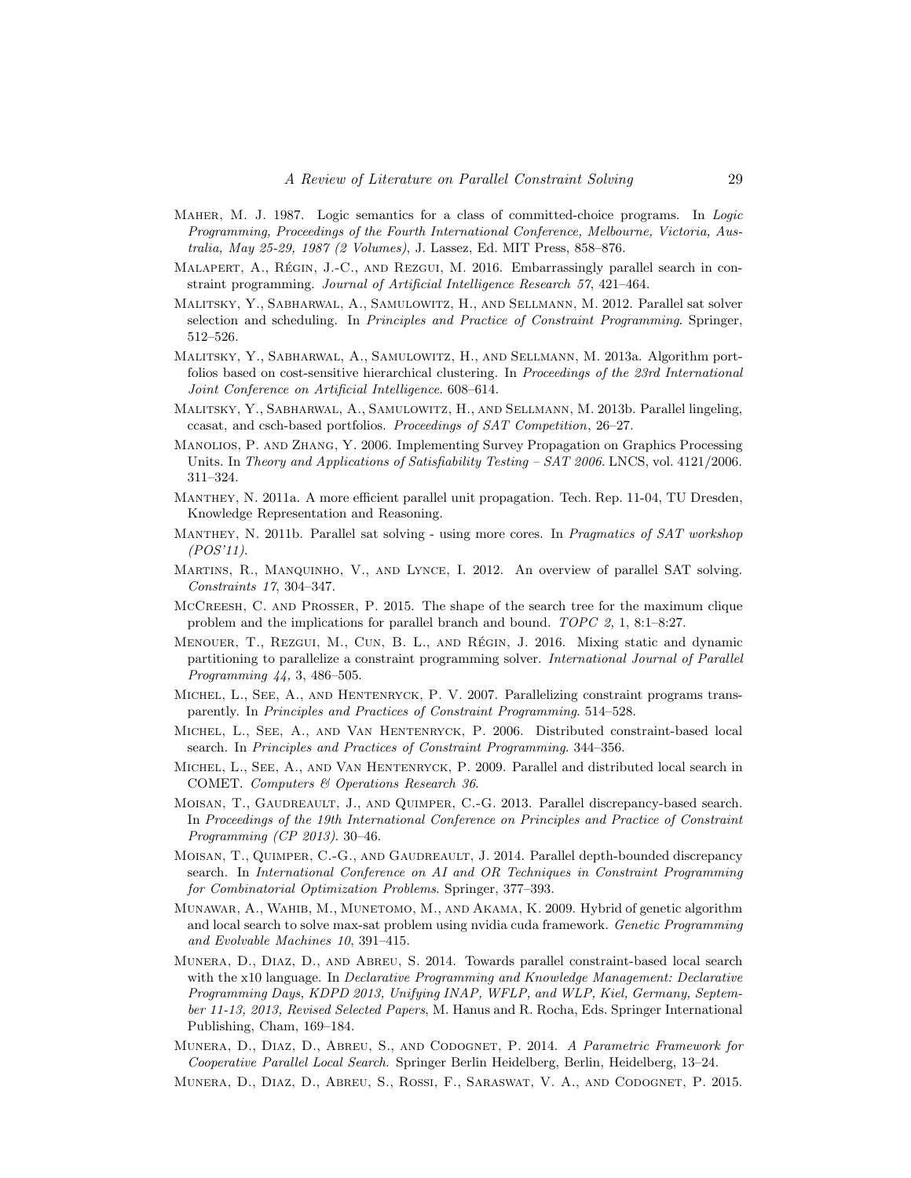Maher, M. J. 1987. Logic semantics for a class of committed-choice programs. In *Logic Programming, Proceedings of the Fourth International Conference, Melbourne, Victoria, Australia, May 25-29, 1987 (2 Volumes)*, J. Lassez, Ed. MIT Press, 858–876.

Malapert, A., Régin, J.-C., and Rezgui, M. 2016. Embarrassingly parallel search in constraint programming. *Journal of Artificial Intelligence Research 57*, 421–464.

Malitsky, Y., Sabharwal, A., Samulowitz, H., and Sellmann, M. 2012. Parallel sat solver selection and scheduling. In *Principles and Practice of Constraint Programming*. Springer, 512–526.

Malitsky, Y., Sabharwal, A., Samulowitz, H., and Sellmann, M. 2013a. Algorithm portfolios based on cost-sensitive hierarchical clustering. In *Proceedings of the 23rd International Joint Conference on Artificial Intelligence*. 608–614.

Malitsky, Y., Sabharwal, A., Samulowitz, H., and Sellmann, M. 2013b. Parallel lingeling, ccasat, and csch-based portfolios. *Proceedings of SAT Competition*, 26–27.

Manolios, P. and Zhang, Y. 2006. Implementing Survey Propagation on Graphics Processing Units. In *Theory and Applications of Satisfiability Testing – SAT 2006*. LNCS, vol. 4121/2006. 311–324.

Manthey, N. 2011a. A more efficient parallel unit propagation. Tech. Rep. 11-04, TU Dresden, Knowledge Representation and Reasoning.

Manthey, N. 2011b. Parallel sat solving - using more cores. In *Pragmatics of SAT workshop (POS'11)*.

Martins, R., Manquinho, V., and Lynce, I. 2012. An overview of parallel SAT solving. *Constraints 17*, 304–347.

McCreesh, C. and Prosser, P. 2015. The shape of the search tree for the maximum clique problem and the implications for parallel branch and bound. *TOPC 2,* 1, 8:1–8:27.

Menouer, T., Rezgui, M., Cun, B. L., and Régin, J. 2016. Mixing static and dynamic partitioning to parallelize a constraint programming solver. *International Journal of Parallel Programming 44,* 3, 486–505.

Michel, L., See, A., and Hentenryck, P. V. 2007. Parallelizing constraint programs transparently. In *Principles and Practices of Constraint Programming*. 514–528.

Michel, L., See, A., and Van Hentenryck, P. 2006. Distributed constraint-based local search. In *Principles and Practices of Constraint Programming*. 344–356.

Michel, L., See, A., and Van Hentenryck, P. 2009. Parallel and distributed local search in COMET. *Computers & Operations Research 36*.

Moisan, T., Gaudreault, J., and Quimper, C.-G. 2013. Parallel discrepancy-based search. In *Proceedings of the 19th International Conference on Principles and Practice of Constraint Programming (CP 2013)*. 30–46.

Moisan, T., Quimper, C.-G., and Gaudreault, J. 2014. Parallel depth-bounded discrepancy search. In *International Conference on AI and OR Techniques in Constraint Programming for Combinatorial Optimization Problems*. Springer, 377–393.

Munawar, A., Wahib, M., Munetomo, M., and Akama, K. 2009. Hybrid of genetic algorithm and local search to solve max-sat problem using nvidia cuda framework. *Genetic Programming and Evolvable Machines 10*, 391–415.

Munera, D., Diaz, D., and Abreu, S. 2014. Towards parallel constraint-based local search with the x10 language. In *Declarative Programming and Knowledge Management: Declarative Programming Days, KDPD 2013, Unifying INAP, WFLP, and WLP, Kiel, Germany, September 11-13, 2013, Revised Selected Papers*, M. Hanus and R. Rocha, Eds. Springer International Publishing, Cham, 169–184.

Munera, D., Diaz, D., Abreu, S., and Codognet, P. 2014. *A Parametric Framework for Cooperative Parallel Local Search*. Springer Berlin Heidelberg, Berlin, Heidelberg, 13–24.

Munera, D., Diaz, D., Abreu, S., Rossi, F., Saraswat, V. A., and Codognet, P. 2015.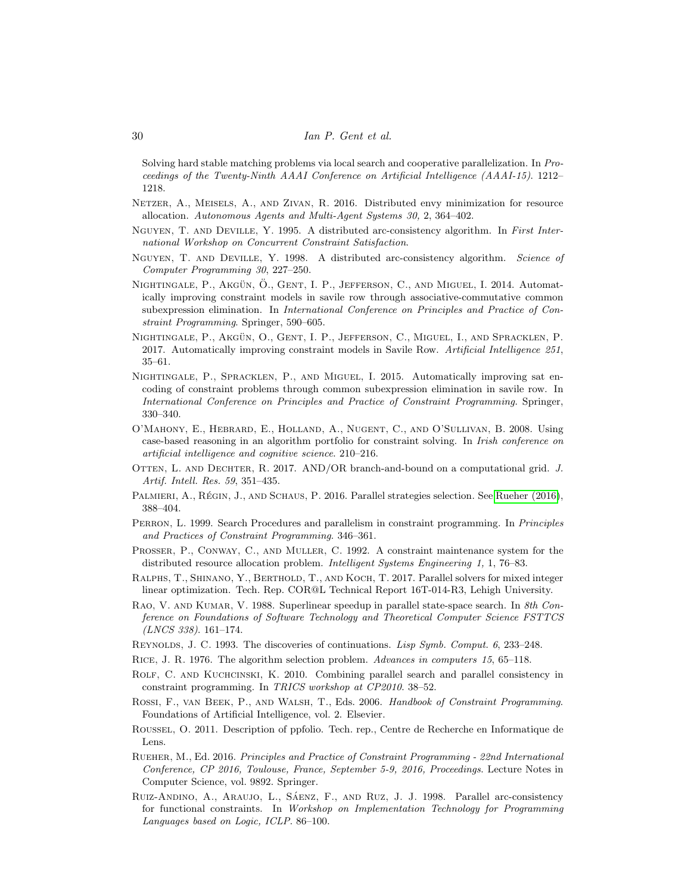Solving hard stable matching problems via local search and cooperative parallelization. In *Proceedings of the Twenty-Ninth AAAI Conference on Artificial Intelligence (AAAI-15)*. 1212–1218.

Netzer, A., Meisels, A., and Zivan, R. 2016. Distributed envy minimization for resource allocation. *Autonomous Agents and Multi-Agent Systems 30,* 2, 364–402.

Nguyen, T. and Deville, Y. 1995. A distributed arc-consistency algorithm. In *First International Workshop on Concurrent Constraint Satisfaction*.

Nguyen, T. and Deville, Y. 1998. A distributed arc-consistency algorithm. *Science of Computer Programming 30*, 227–250.

Nightingale, P., Akgün, Ö., Gent, I. P., Jefferson, C., and Miguel, I. 2014. Automatically improving constraint models in savile row through associative-commutative common subexpression elimination. In *International Conference on Principles and Practice of Constraint Programming*. Springer, 590–605.

Nightingale, P., Akgün, O., Gent, I. P., Jefferson, C., Miguel, I., and Spracklen, P. 2017. Automatically improving constraint models in Savile Row. *Artificial Intelligence 251*, 35–61.

Nightingale, P., Spracklen, P., and Miguel, I. 2015. Automatically improving sat encoding of constraint problems through common subexpression elimination in savile row. In *International Conference on Principles and Practice of Constraint Programming*. Springer, 330–340.

O'Mahony, E., Hebrard, E., Holland, A., Nugent, C., and O'Sullivan, B. 2008. Using case-based reasoning in an algorithm portfolio for constraint solving. In *Irish conference on artificial intelligence and cognitive science*. 210–216.

Otten, L. and Dechter, R. 2017. AND/OR branch-and-bound on a computational grid. *J. Artif. Intell. Res. 59*, 351–435.

Palmieri, A., Régin, J., and Schaus, P. 2016. Parallel strategies selection. See Rueher (2016), 388–404.

Perron, L. 1999. Search Procedures and parallelism in constraint programming. In *Principles and Practices of Constraint Programming*. 346–361.

Prosser, P., Conway, C., and Muller, C. 1992. A constraint maintenance system for the distributed resource allocation problem. *Intelligent Systems Engineering 1,* 1, 76–83.

Ralphs, T., Shinano, Y., Berthold, T., and Koch, T. 2017. Parallel solvers for mixed integer linear optimization. Tech. Rep. COR@L Technical Report 16T-014-R3, Lehigh University.

Rao, V. and Kumar, V. 1988. Superlinear speedup in parallel state-space search. In *8th Conference on Foundations of Software Technology and Theoretical Computer Science FSTTCS (LNCS 338)*. 161–174.

Reynolds, J. C. 1993. The discoveries of continuations. *Lisp Symb. Comput. 6*, 233–248.

Rice, J. R. 1976. The algorithm selection problem. *Advances in computers 15*, 65–118.

Rolf, C. and Kuchcinski, K. 2010. Combining parallel search and parallel consistency in constraint programming. In *TRICS workshop at CP2010*. 38–52.

Rossi, F., van Beek, P., and Walsh, T., Eds. 2006. *Handbook of Constraint Programming*. Foundations of Artificial Intelligence, vol. 2. Elsevier.

Roussel, O. 2011. Description of ppfolio. Tech. rep., Centre de Recherche en Informatique de Lens.

Rueher, M., Ed. 2016. *Principles and Practice of Constraint Programming - 22nd International Conference, CP 2016, Toulouse, France, September 5-9, 2016, Proceedings*. Lecture Notes in Computer Science, vol. 9892. Springer.

Ruiz-Andino, A., Araujo, L., Sáenz, F., and Ruz, J. J. 1998. Parallel arc-consistency for functional constraints. In *Workshop on Implementation Technology for Programming Languages based on Logic, ICLP*. 86–100.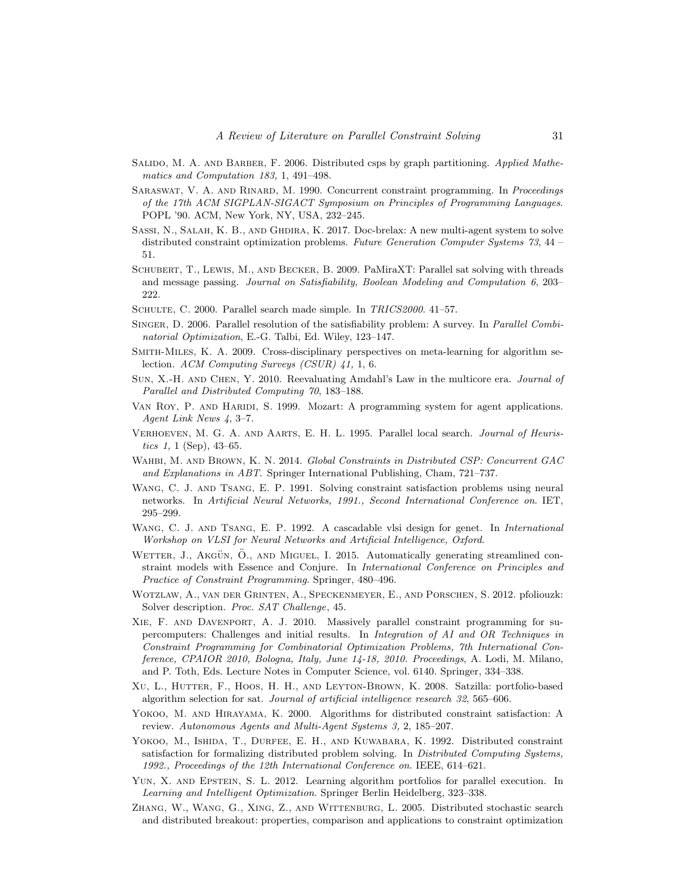Salido, M. A. and Barber, F. 2006. Distributed csps by graph partitioning. *Applied Mathematics and Computation 183,* 1, 491–498.

Saraswat, V. A. and Rinard, M. 1990. Concurrent constraint programming. In *Proceedings of the 17th ACM SIGPLAN-SIGACT Symposium on Principles of Programming Languages*. POPL '90. ACM, New York, NY, USA, 232–245.

Sassi, N., Salah, K. B., and Ghdira, K. 2017. Doc-brelax: A new multi-agent system to solve distributed constraint optimization problems. *Future Generation Computer Systems 73*, 44 – 51.

Schubert, T., Lewis, M., and Becker, B. 2009. PaMiraXT: Parallel sat solving with threads and message passing. *Journal on Satisfiability, Boolean Modeling and Computation 6*, 203–222.

Schulte, C. 2000. Parallel search made simple. In *TRICS2000*. 41–57.

Singer, D. 2006. Parallel resolution of the satisfiability problem: A survey. In *Parallel Combinatorial Optimization*, E.-G. Talbi, Ed. Wiley, 123–147.

Smith-Miles, K. A. 2009. Cross-disciplinary perspectives on meta-learning for algorithm selection. *ACM Computing Surveys (CSUR) 41,* 1, 6.

Sun, X.-H. and Chen, Y. 2010. Reevaluating Amdahl's Law in the multicore era. *Journal of Parallel and Distributed Computing 70*, 183–188.

Van Roy, P. and Haridi, S. 1999. Mozart: A programming system for agent applications. *Agent Link News 4*, 3–7.

Verhoeven, M. G. A. and Aarts, E. H. L. 1995. Parallel local search. *Journal of Heuristics 1,* 1 (Sep), 43–65.

Wahbi, M. and Brown, K. N. 2014. *Global Constraints in Distributed CSP: Concurrent GAC and Explanations in ABT*. Springer International Publishing, Cham, 721–737.

Wang, C. J. and Tsang, E. P. 1991. Solving constraint satisfaction problems using neural networks. In *Artificial Neural Networks, 1991., Second International Conference on*. IET, 295–299.

Wang, C. J. and Tsang, E. P. 1992. A cascadable vlsi design for genet. In *International Workshop on VLSI for Neural Networks and Artificial Intelligence, Oxford*.

Wetter, J., Akgün, Ö., and Miguel, I. 2015. Automatically generating streamlined constraint models with Essence and Conjure. In *International Conference on Principles and Practice of Constraint Programming*. Springer, 480–496.

Wotzlaw, A., van der Grinten, A., Speckenmeyer, E., and Porschen, S. 2012. pfoliouzk: Solver description. *Proc. SAT Challenge*, 45.

Xie, F. and Davenport, A. J. 2010. Massively parallel constraint programming for supercomputers: Challenges and initial results. In *Integration of AI and OR Techniques in Constraint Programming for Combinatorial Optimization Problems, 7th International Conference, CPAIOR 2010, Bologna, Italy, June 14-18, 2010. Proceedings*, A. Lodi, M. Milano, and P. Toth, Eds. Lecture Notes in Computer Science, vol. 6140. Springer, 334–338.

Xu, L., Hutter, F., Hoos, H. H., and Leyton-Brown, K. 2008. Satzilla: portfolio-based algorithm selection for sat. *Journal of artificial intelligence research 32*, 565–606.

Yokoo, M. and Hirayama, K. 2000. Algorithms for distributed constraint satisfaction: A review. *Autonomous Agents and Multi-Agent Systems 3,* 2, 185–207.

Yokoo, M., Ishida, T., Durfee, E. H., and Kuwabara, K. 1992. Distributed constraint satisfaction for formalizing distributed problem solving. In *Distributed Computing Systems, 1992., Proceedings of the 12th International Conference on*. IEEE, 614–621.

Yun, X. and Epstein, S. L. 2012. Learning algorithm portfolios for parallel execution. In *Learning and Intelligent Optimization*. Springer Berlin Heidelberg, 323–338.

Zhang, W., Wang, G., Xing, Z., and Wittenburg, L. 2005. Distributed stochastic search and distributed breakout: properties, comparison and applications to constraint optimization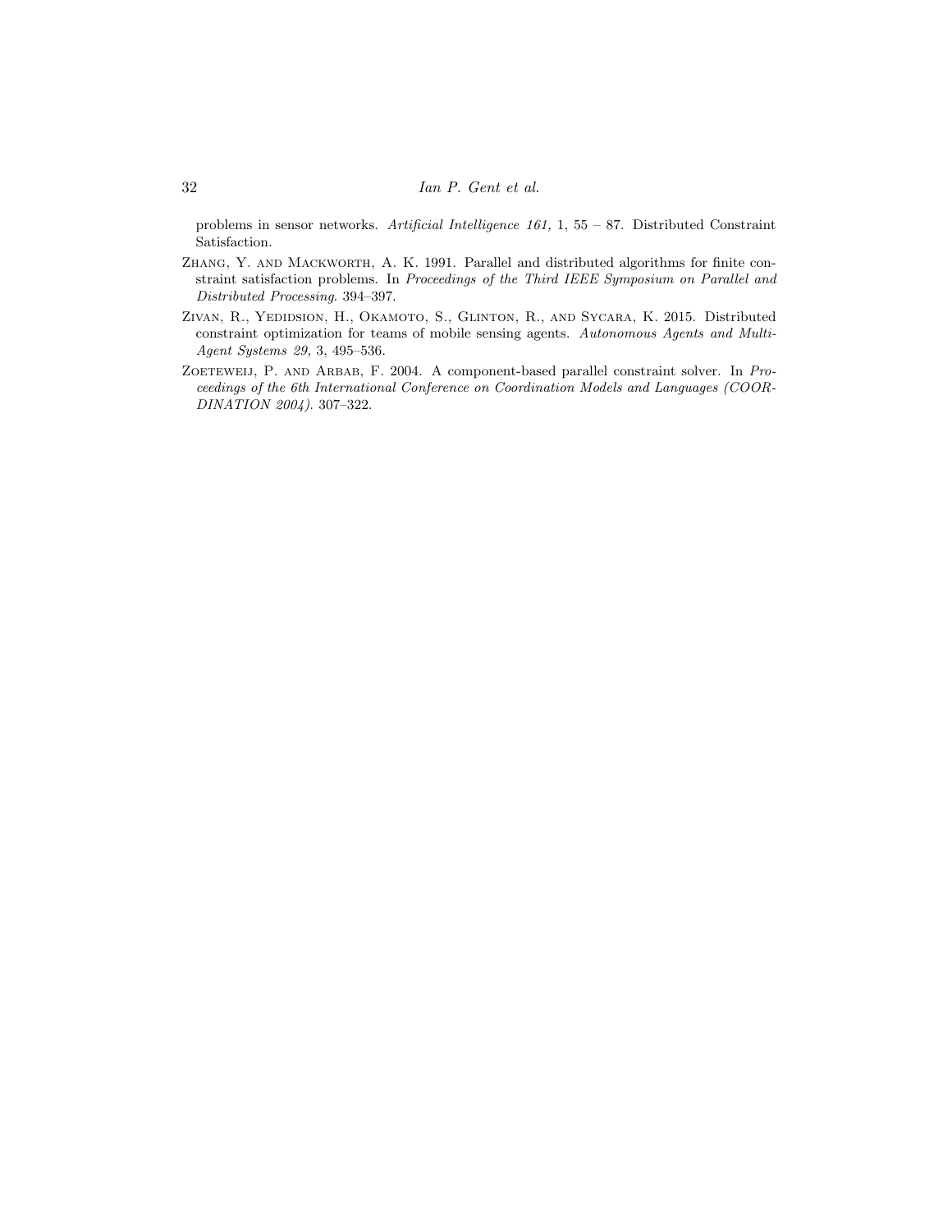problems in sensor networks. *Artificial Intelligence 161,* 1, 55 – 87. Distributed Constraint Satisfaction.

Zhang, Y. and Mackworth, A. K. 1991. Parallel and distributed algorithms for finite constraint satisfaction problems. In *Proceedings of the Third IEEE Symposium on Parallel and Distributed Processing*. 394–397.

Zivan, R., Yedidsion, H., Okamoto, S., Glinton, R., and Sycara, K. 2015. Distributed constraint optimization for teams of mobile sensing agents. *Autonomous Agents and Multi-Agent Systems 29,* 3, 495–536.

Zoeteweij, P. and Arbab, F. 2004. A component-based parallel constraint solver. In *Proceedings of the 6th International Conference on Coordination Models and Languages (COORDINATION 2004)*. 307–322.